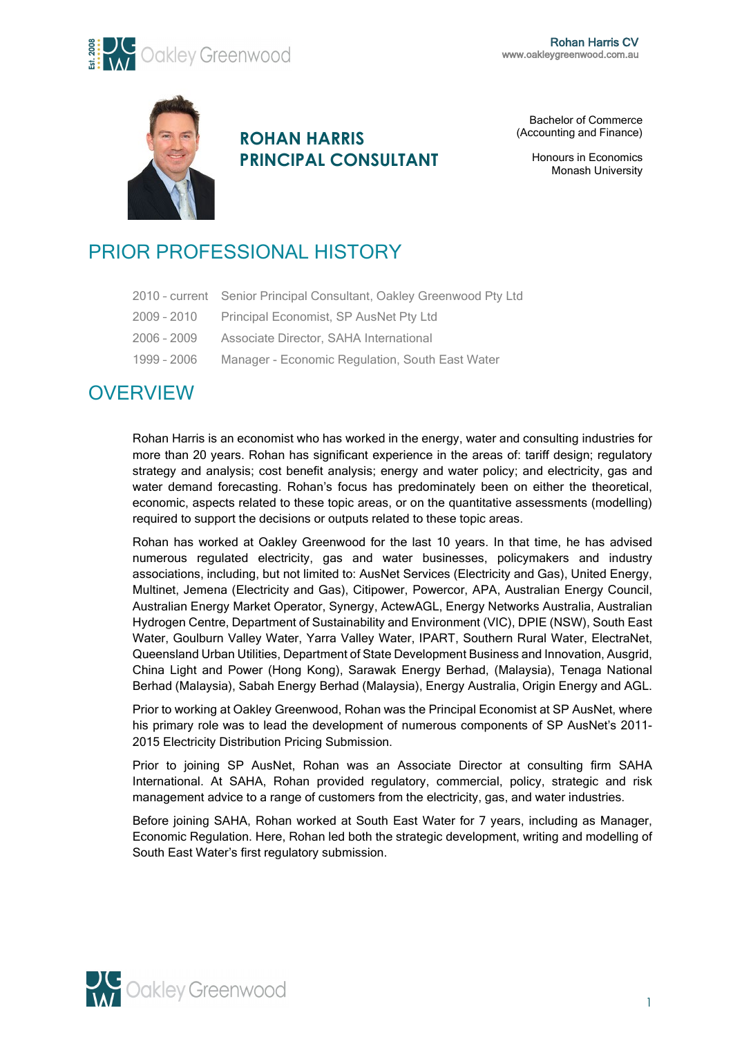# ROHAN HARRIS
## PRINCIPAL CONSULTANT

Bachelor of Commerce
(Accounting and Finance)

Honours in Economics
Monash University

# PRIOR PROFESSIONAL HISTORY

| | |
|---|---|
| 2010 - current | Senior Principal Consultant, Oakley Greenwood Pty Ltd |
| 2009 - 2010 | Principal Economist, SP AusNet Pty Ltd |
| 2006 - 2009 | Associate Director, SAHA International |
| 1999 - 2006 | Manager - Economic Regulation, South East Water |

# OVERVIEW

Rohan Harris is an economist who has worked in the energy, water and consulting industries for more than 20 years. Rohan has significant experience in the areas of: tariff design; regulatory strategy and analysis; cost benefit analysis; energy and water policy; and electricity, gas and water demand forecasting. Rohan's focus has predominately been on either the theoretical, economic, aspects related to these topic areas, or on the quantitative assessments (modelling) required to support the decisions or outputs related to these topic areas.

Rohan has worked at Oakley Greenwood for the last 10 years. In that time, he has advised numerous regulated electricity, gas and water businesses, policymakers and industry associations, including, but not limited to: AusNet Services (Electricity and Gas), United Energy, Multinet, Jemena (Electricity and Gas), Citipower, Powercor, APA, Australian Energy Council, Australian Energy Market Operator, Synergy, ActewAGL, Energy Networks Australia, Australian Hydrogen Centre, Department of Sustainability and Environment (VIC), DPIE (NSW), South East Water, Goulburn Valley Water, Yarra Valley Water, IPART, Southern Rural Water, ElectraNet, Queensland Urban Utilities, Department of State Development Business and Innovation, Ausgrid, China Light and Power (Hong Kong), Sarawak Energy Berhad, (Malaysia), Tenaga National Berhad (Malaysia), Sabah Energy Berhad (Malaysia), Energy Australia, Origin Energy and AGL.

Prior to working at Oakley Greenwood, Rohan was the Principal Economist at SP AusNet, where his primary role was to lead the development of numerous components of SP AusNet's 2011-2015 Electricity Distribution Pricing Submission.

Prior to joining SP AusNet, Rohan was an Associate Director at consulting firm SAHA International. At SAHA, Rohan provided regulatory, commercial, policy, strategic and risk management advice to a range of customers from the electricity, gas, and water industries.

Before joining SAHA, Rohan worked at South East Water for 7 years, including as Manager, Economic Regulation. Here, Rohan led both the strategic development, writing and modelling of South East Water's first regulatory submission.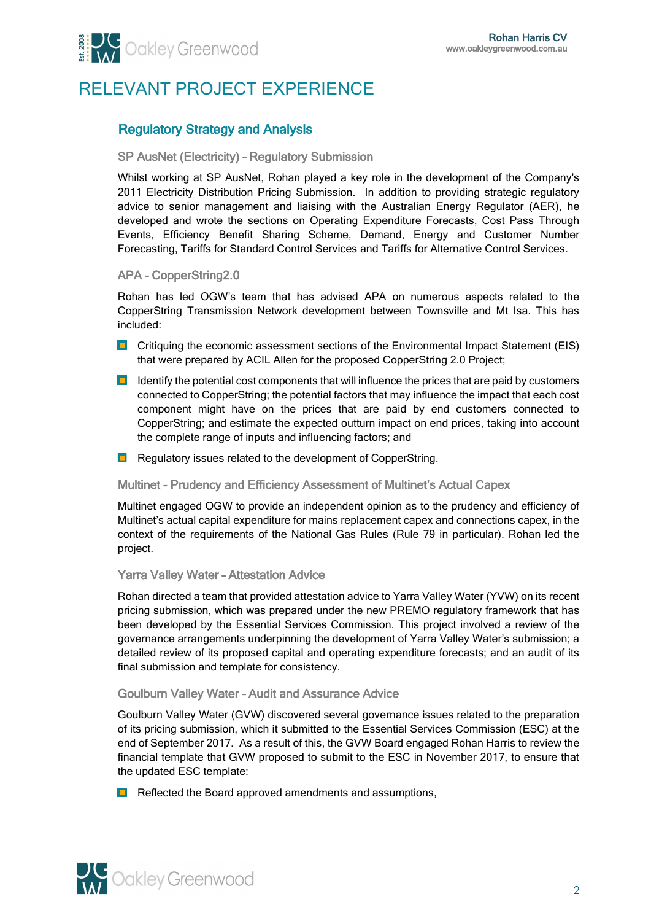# RELEVANT PROJECT EXPERIENCE

## Regulatory Strategy and Analysis

### SP AusNet (Electricity) – Regulatory Submission

Whilst working at SP AusNet, Rohan played a key role in the development of the Company's 2011 Electricity Distribution Pricing Submission. In addition to providing strategic regulatory advice to senior management and liaising with the Australian Energy Regulator (AER), he developed and wrote the sections on Operating Expenditure Forecasts, Cost Pass Through Events, Efficiency Benefit Sharing Scheme, Demand, Energy and Customer Number Forecasting, Tariffs for Standard Control Services and Tariffs for Alternative Control Services.

### APA – CopperString2.0

Rohan has led OGW's team that has advised APA on numerous aspects related to the CopperString Transmission Network development between Townsville and Mt Isa. This has included:

- Critiquing the economic assessment sections of the Environmental Impact Statement (EIS) that were prepared by ACIL Allen for the proposed CopperString 2.0 Project;
- Identify the potential cost components that will influence the prices that are paid by customers connected to CopperString; the potential factors that may influence the impact that each cost component might have on the prices that are paid by end customers connected to CopperString; and estimate the expected outturn impact on end prices, taking into account the complete range of inputs and influencing factors; and
- Regulatory issues related to the development of CopperString.

### Multinet - Prudency and Efficiency Assessment of Multinet's Actual Capex

Multinet engaged OGW to provide an independent opinion as to the prudency and efficiency of Multinet's actual capital expenditure for mains replacement capex and connections capex, in the context of the requirements of the National Gas Rules (Rule 79 in particular). Rohan led the project.

### Yarra Valley Water – Attestation Advice

Rohan directed a team that provided attestation advice to Yarra Valley Water (YVW) on its recent pricing submission, which was prepared under the new PREMO regulatory framework that has been developed by the Essential Services Commission. This project involved a review of the governance arrangements underpinning the development of Yarra Valley Water's submission; a detailed review of its proposed capital and operating expenditure forecasts; and an audit of its final submission and template for consistency.

### Goulburn Valley Water – Audit and Assurance Advice

Goulburn Valley Water (GVW) discovered several governance issues related to the preparation of its pricing submission, which it submitted to the Essential Services Commission (ESC) at the end of September 2017. As a result of this, the GVW Board engaged Rohan Harris to review the financial template that GVW proposed to submit to the ESC in November 2017, to ensure that the updated ESC template:

- Reflected the Board approved amendments and assumptions,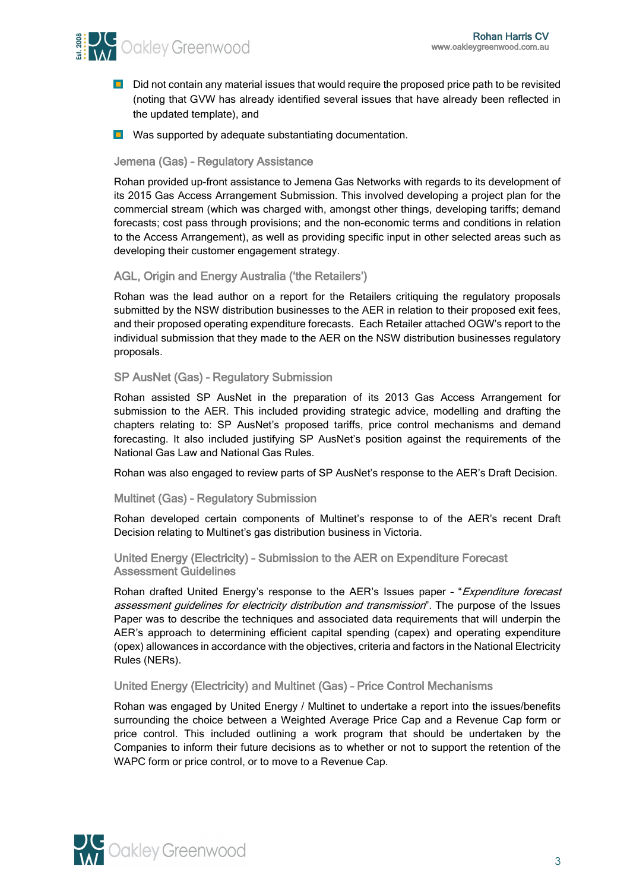- Did not contain any material issues that would require the proposed price path to be revisited (noting that GVW has already identified several issues that have already been reflected in the updated template), and
- Was supported by adequate substantiating documentation.

### Jemena (Gas) – Regulatory Assistance

Rohan provided up-front assistance to Jemena Gas Networks with regards to its development of its 2015 Gas Access Arrangement Submission. This involved developing a project plan for the commercial stream (which was charged with, amongst other things, developing tariffs; demand forecasts; cost pass through provisions; and the non-economic terms and conditions in relation to the Access Arrangement), as well as providing specific input in other selected areas such as developing their customer engagement strategy.

### AGL, Origin and Energy Australia ('the Retailers')

Rohan was the lead author on a report for the Retailers critiquing the regulatory proposals submitted by the NSW distribution businesses to the AER in relation to their proposed exit fees, and their proposed operating expenditure forecasts. Each Retailer attached OGW's report to the individual submission that they made to the AER on the NSW distribution businesses regulatory proposals.

### SP AusNet (Gas) – Regulatory Submission

Rohan assisted SP AusNet in the preparation of its 2013 Gas Access Arrangement for submission to the AER. This included providing strategic advice, modelling and drafting the chapters relating to: SP AusNet's proposed tariffs, price control mechanisms and demand forecasting. It also included justifying SP AusNet's position against the requirements of the National Gas Law and National Gas Rules.

Rohan was also engaged to review parts of SP AusNet's response to the AER's Draft Decision.

### Multinet (Gas) – Regulatory Submission

Rohan developed certain components of Multinet's response to of the AER's recent Draft Decision relating to Multinet's gas distribution business in Victoria.

### United Energy (Electricity) – Submission to the AER on Expenditure Forecast Assessment Guidelines

Rohan drafted United Energy's response to the AER's Issues paper - "*Expenditure forecast assessment guidelines for electricity distribution and transmission*". The purpose of the Issues Paper was to describe the techniques and associated data requirements that will underpin the AER's approach to determining efficient capital spending (capex) and operating expenditure (opex) allowances in accordance with the objectives, criteria and factors in the National Electricity Rules (NERs).

### United Energy (Electricity) and Multinet (Gas) – Price Control Mechanisms

Rohan was engaged by United Energy / Multinet to undertake a report into the issues/benefits surrounding the choice between a Weighted Average Price Cap and a Revenue Cap form or price control. This included outlining a work program that should be undertaken by the Companies to inform their future decisions as to whether or not to support the retention of the WAPC form or price control, or to move to a Revenue Cap.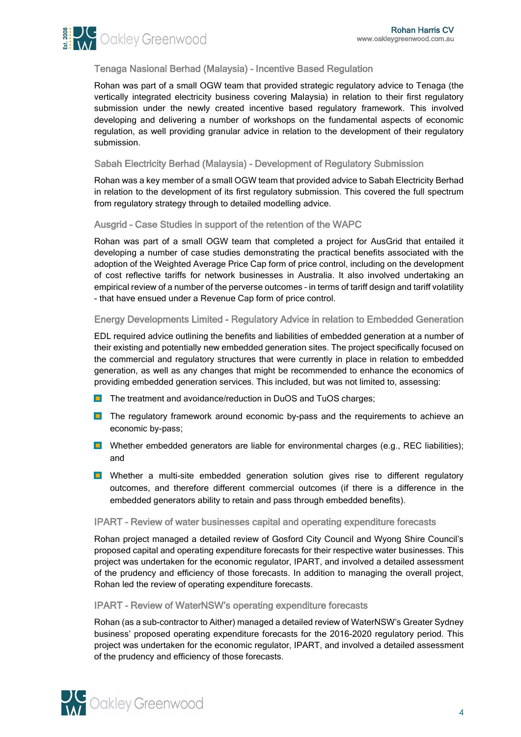### Tenaga Nasional Berhad (Malaysia) – Incentive Based Regulation

Rohan was part of a small OGW team that provided strategic regulatory advice to Tenaga (the vertically integrated electricity business covering Malaysia) in relation to their first regulatory submission under the newly created incentive based regulatory framework. This involved developing and delivering a number of workshops on the fundamental aspects of economic regulation, as well providing granular advice in relation to the development of their regulatory submission.

### Sabah Electricity Berhad (Malaysia) – Development of Regulatory Submission

Rohan was a key member of a small OGW team that provided advice to Sabah Electricity Berhad in relation to the development of its first regulatory submission. This covered the full spectrum from regulatory strategy through to detailed modelling advice.

### Ausgrid – Case Studies in support of the retention of the WAPC

Rohan was part of a small OGW team that completed a project for AusGrid that entailed it developing a number of case studies demonstrating the practical benefits associated with the adoption of the Weighted Average Price Cap form of price control, including on the development of cost reflective tariffs for network businesses in Australia. It also involved undertaking an empirical review of a number of the perverse outcomes – in terms of tariff design and tariff volatility - that have ensued under a Revenue Cap form of price control.

### Energy Developments Limited - Regulatory Advice in relation to Embedded Generation

EDL required advice outlining the benefits and liabilities of embedded generation at a number of their existing and potentially new embedded generation sites. The project specifically focused on the commercial and regulatory structures that were currently in place in relation to embedded generation, as well as any changes that might be recommended to enhance the economics of providing embedded generation services. This included, but was not limited to, assessing:

- The treatment and avoidance/reduction in DuOS and TuOS charges;
- The regulatory framework around economic by-pass and the requirements to achieve an economic by-pass;
- Whether embedded generators are liable for environmental charges (e.g., REC liabilities); and
- Whether a multi-site embedded generation solution gives rise to different regulatory outcomes, and therefore different commercial outcomes (if there is a difference in the embedded generators ability to retain and pass through embedded benefits).

### IPART – Review of water businesses capital and operating expenditure forecasts

Rohan project managed a detailed review of Gosford City Council and Wyong Shire Council's proposed capital and operating expenditure forecasts for their respective water businesses. This project was undertaken for the economic regulator, IPART, and involved a detailed assessment of the prudency and efficiency of those forecasts. In addition to managing the overall project, Rohan led the review of operating expenditure forecasts.

### IPART – Review of WaterNSW's operating expenditure forecasts

Rohan (as a sub-contractor to Aither) managed a detailed review of WaterNSW's Greater Sydney business' proposed operating expenditure forecasts for the 2016-2020 regulatory period. This project was undertaken for the economic regulator, IPART, and involved a detailed assessment of the prudency and efficiency of those forecasts.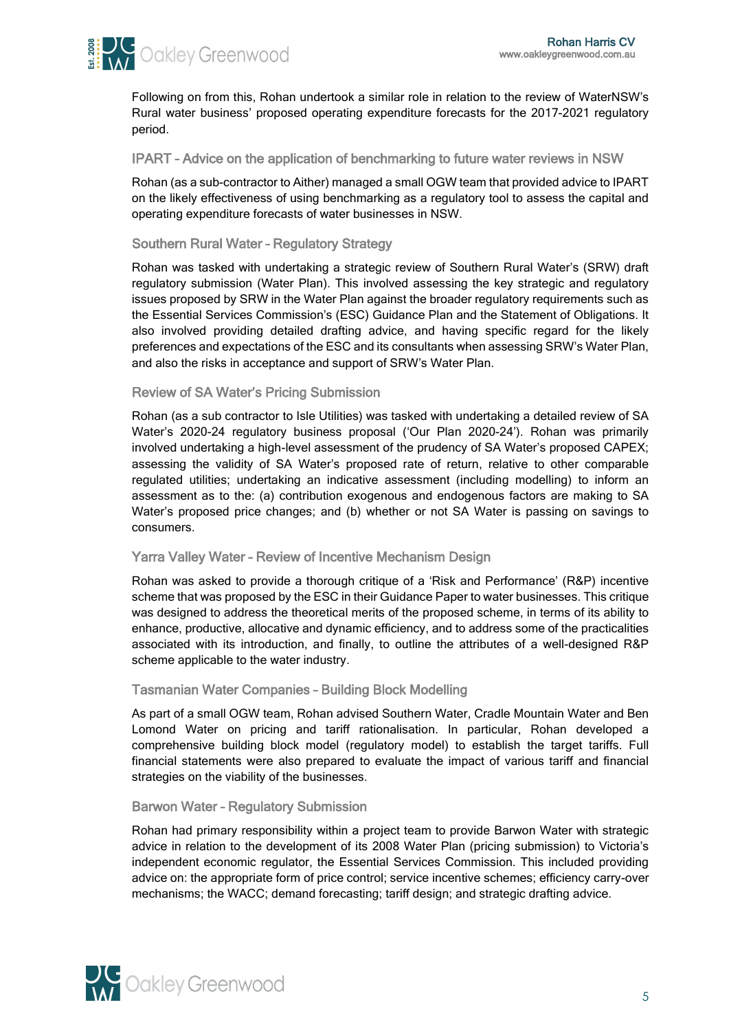Following on from this, Rohan undertook a similar role in relation to the review of WaterNSW's Rural water business' proposed operating expenditure forecasts for the 2017-2021 regulatory period.

### IPART – Advice on the application of benchmarking to future water reviews in NSW

Rohan (as a sub-contractor to Aither) managed a small OGW team that provided advice to IPART on the likely effectiveness of using benchmarking as a regulatory tool to assess the capital and operating expenditure forecasts of water businesses in NSW.

### Southern Rural Water – Regulatory Strategy

Rohan was tasked with undertaking a strategic review of Southern Rural Water's (SRW) draft regulatory submission (Water Plan). This involved assessing the key strategic and regulatory issues proposed by SRW in the Water Plan against the broader regulatory requirements such as the Essential Services Commission's (ESC) Guidance Plan and the Statement of Obligations. It also involved providing detailed drafting advice, and having specific regard for the likely preferences and expectations of the ESC and its consultants when assessing SRW's Water Plan, and also the risks in acceptance and support of SRW's Water Plan.

### Review of SA Water's Pricing Submission

Rohan (as a sub contractor to Isle Utilities) was tasked with undertaking a detailed review of SA Water's 2020-24 regulatory business proposal ('Our Plan 2020-24'). Rohan was primarily involved undertaking a high-level assessment of the prudency of SA Water's proposed CAPEX; assessing the validity of SA Water's proposed rate of return, relative to other comparable regulated utilities; undertaking an indicative assessment (including modelling) to inform an assessment as to the: (a) contribution exogenous and endogenous factors are making to SA Water's proposed price changes; and (b) whether or not SA Water is passing on savings to consumers.

### Yarra Valley Water – Review of Incentive Mechanism Design

Rohan was asked to provide a thorough critique of a 'Risk and Performance' (R&P) incentive scheme that was proposed by the ESC in their Guidance Paper to water businesses. This critique was designed to address the theoretical merits of the proposed scheme, in terms of its ability to enhance, productive, allocative and dynamic efficiency, and to address some of the practicalities associated with its introduction, and finally, to outline the attributes of a well-designed R&P scheme applicable to the water industry.

### Tasmanian Water Companies – Building Block Modelling

As part of a small OGW team, Rohan advised Southern Water, Cradle Mountain Water and Ben Lomond Water on pricing and tariff rationalisation. In particular, Rohan developed a comprehensive building block model (regulatory model) to establish the target tariffs. Full financial statements were also prepared to evaluate the impact of various tariff and financial strategies on the viability of the businesses.

### Barwon Water – Regulatory Submission

Rohan had primary responsibility within a project team to provide Barwon Water with strategic advice in relation to the development of its 2008 Water Plan (pricing submission) to Victoria's independent economic regulator, the Essential Services Commission. This included providing advice on: the appropriate form of price control; service incentive schemes; efficiency carry-over mechanisms; the WACC; demand forecasting; tariff design; and strategic drafting advice.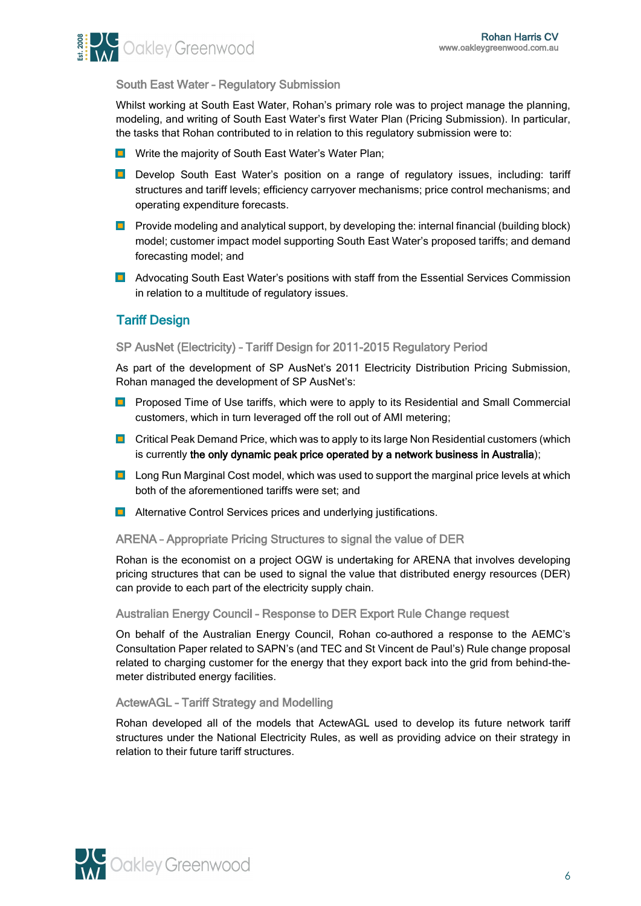### South East Water – Regulatory Submission

Whilst working at South East Water, Rohan's primary role was to project manage the planning, modeling, and writing of South East Water's first Water Plan (Pricing Submission). In particular, the tasks that Rohan contributed to in relation to this regulatory submission were to:

- Write the majority of South East Water's Water Plan;
- Develop South East Water's position on a range of regulatory issues, including: tariff structures and tariff levels; efficiency carryover mechanisms; price control mechanisms; and operating expenditure forecasts.
- Provide modeling and analytical support, by developing the: internal financial (building block) model; customer impact model supporting South East Water's proposed tariffs; and demand forecasting model; and
- Advocating South East Water's positions with staff from the Essential Services Commission in relation to a multitude of regulatory issues.

## Tariff Design

### SP AusNet (Electricity) – Tariff Design for 2011-2015 Regulatory Period

As part of the development of SP AusNet's 2011 Electricity Distribution Pricing Submission, Rohan managed the development of SP AusNet's:

- Proposed Time of Use tariffs, which were to apply to its Residential and Small Commercial customers, which in turn leveraged off the roll out of AMI metering;
- Critical Peak Demand Price, which was to apply to its large Non Residential customers (which is currently **the only dynamic peak price operated by a network business in Australia**);
- Long Run Marginal Cost model, which was used to support the marginal price levels at which both of the aforementioned tariffs were set; and
- Alternative Control Services prices and underlying justifications.

### ARENA – Appropriate Pricing Structures to signal the value of DER

Rohan is the economist on a project OGW is undertaking for ARENA that involves developing pricing structures that can be used to signal the value that distributed energy resources (DER) can provide to each part of the electricity supply chain.

### Australian Energy Council – Response to DER Export Rule Change request

On behalf of the Australian Energy Council, Rohan co-authored a response to the AEMC's Consultation Paper related to SAPN's (and TEC and St Vincent de Paul's) Rule change proposal related to charging customer for the energy that they export back into the grid from behind-the-meter distributed energy facilities.

### ActewAGL – Tariff Strategy and Modelling

Rohan developed all of the models that ActewAGL used to develop its future network tariff structures under the National Electricity Rules, as well as providing advice on their strategy in relation to their future tariff structures.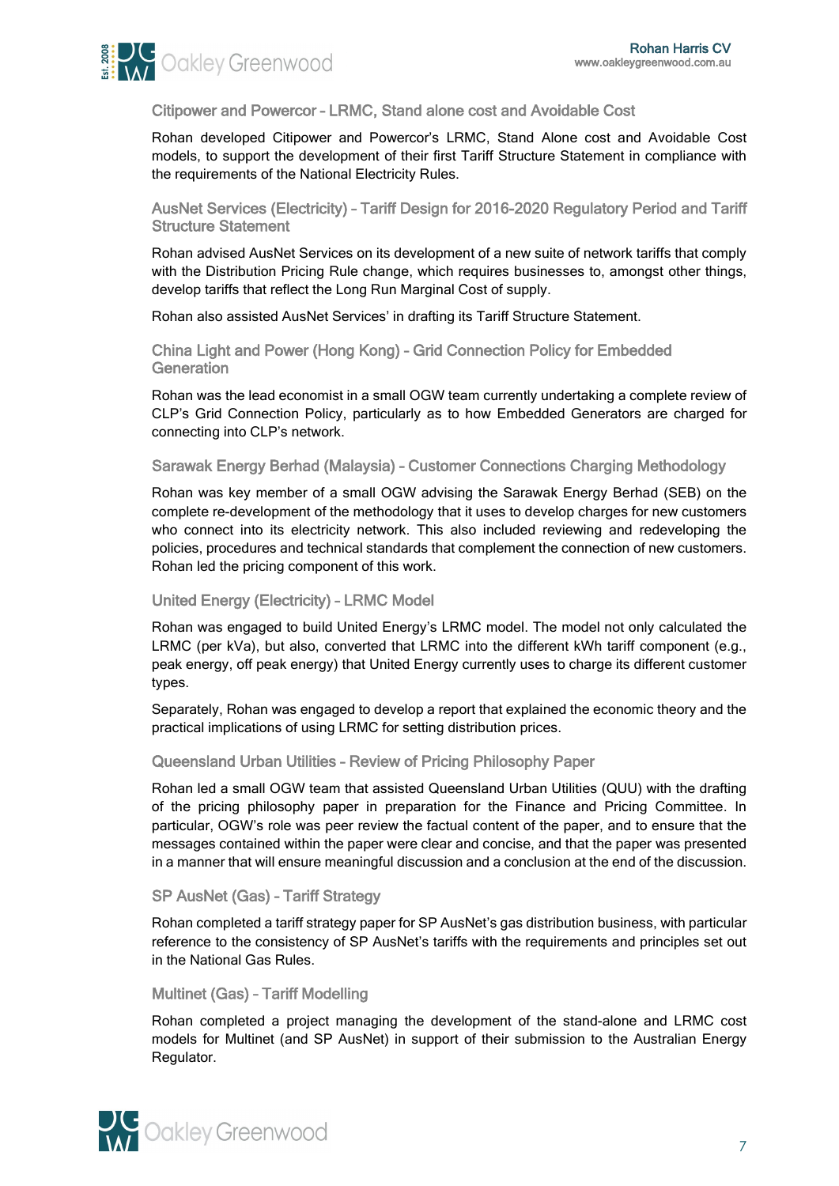### Citipower and Powercor – LRMC, Stand alone cost and Avoidable Cost

Rohan developed Citipower and Powercor's LRMC, Stand Alone cost and Avoidable Cost models, to support the development of their first Tariff Structure Statement in compliance with the requirements of the National Electricity Rules.

### AusNet Services (Electricity) – Tariff Design for 2016-2020 Regulatory Period and Tariff Structure Statement

Rohan advised AusNet Services on its development of a new suite of network tariffs that comply with the Distribution Pricing Rule change, which requires businesses to, amongst other things, develop tariffs that reflect the Long Run Marginal Cost of supply.

Rohan also assisted AusNet Services' in drafting its Tariff Structure Statement.

### China Light and Power (Hong Kong) – Grid Connection Policy for Embedded Generation

Rohan was the lead economist in a small OGW team currently undertaking a complete review of CLP's Grid Connection Policy, particularly as to how Embedded Generators are charged for connecting into CLP's network.

### Sarawak Energy Berhad (Malaysia) – Customer Connections Charging Methodology

Rohan was key member of a small OGW advising the Sarawak Energy Berhad (SEB) on the complete re-development of the methodology that it uses to develop charges for new customers who connect into its electricity network. This also included reviewing and redeveloping the policies, procedures and technical standards that complement the connection of new customers. Rohan led the pricing component of this work.

### United Energy (Electricity) – LRMC Model

Rohan was engaged to build United Energy's LRMC model. The model not only calculated the LRMC (per kVa), but also, converted that LRMC into the different kWh tariff component (e.g., peak energy, off peak energy) that United Energy currently uses to charge its different customer types.

Separately, Rohan was engaged to develop a report that explained the economic theory and the practical implications of using LRMC for setting distribution prices.

### Queensland Urban Utilities – Review of Pricing Philosophy Paper

Rohan led a small OGW team that assisted Queensland Urban Utilities (QUU) with the drafting of the pricing philosophy paper in preparation for the Finance and Pricing Committee. In particular, OGW's role was peer review the factual content of the paper, and to ensure that the messages contained within the paper were clear and concise, and that the paper was presented in a manner that will ensure meaningful discussion and a conclusion at the end of the discussion.

### SP AusNet (Gas) – Tariff Strategy

Rohan completed a tariff strategy paper for SP AusNet's gas distribution business, with particular reference to the consistency of SP AusNet's tariffs with the requirements and principles set out in the National Gas Rules.

### Multinet (Gas) – Tariff Modelling

Rohan completed a project managing the development of the stand-alone and LRMC cost models for Multinet (and SP AusNet) in support of their submission to the Australian Energy Regulator.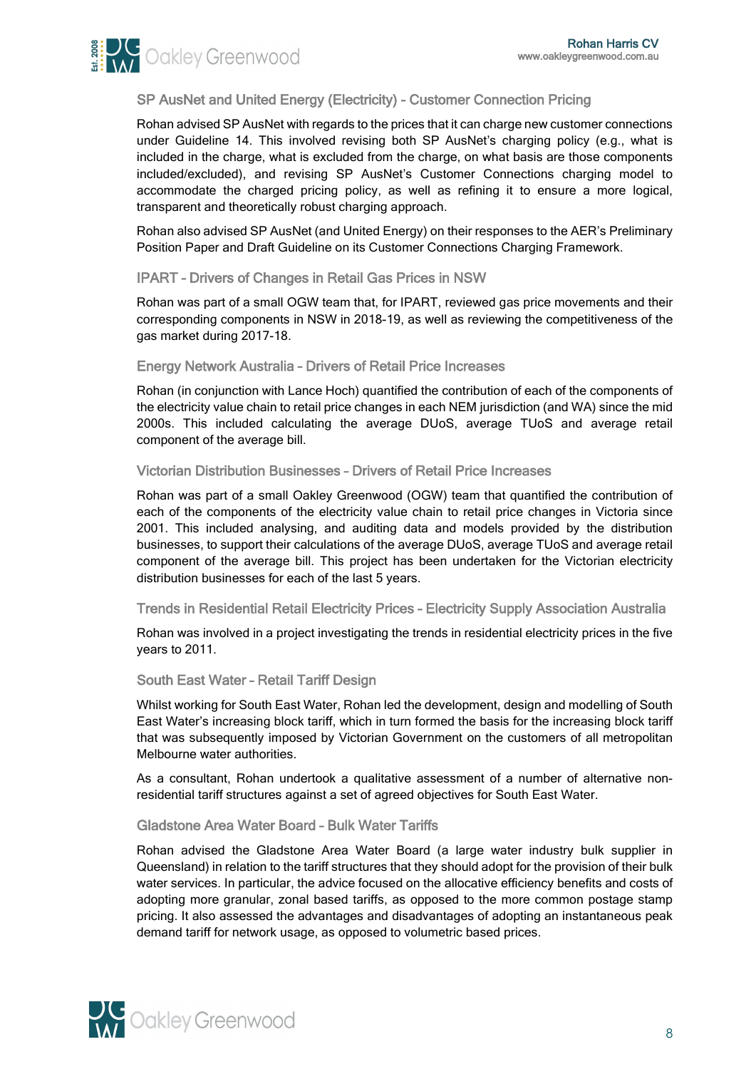### SP AusNet and United Energy (Electricity) – Customer Connection Pricing

Rohan advised SP AusNet with regards to the prices that it can charge new customer connections under Guideline 14. This involved revising both SP AusNet's charging policy (e.g., what is included in the charge, what is excluded from the charge, on what basis are those components included/excluded), and revising SP AusNet's Customer Connections charging model to accommodate the charged pricing policy, as well as refining it to ensure a more logical, transparent and theoretically robust charging approach.

Rohan also advised SP AusNet (and United Energy) on their responses to the AER's Preliminary Position Paper and Draft Guideline on its Customer Connections Charging Framework.

### IPART – Drivers of Changes in Retail Gas Prices in NSW

Rohan was part of a small OGW team that, for IPART, reviewed gas price movements and their corresponding components in NSW in 2018-19, as well as reviewing the competitiveness of the gas market during 2017-18.

### Energy Network Australia – Drivers of Retail Price Increases

Rohan (in conjunction with Lance Hoch) quantified the contribution of each of the components of the electricity value chain to retail price changes in each NEM jurisdiction (and WA) since the mid 2000s. This included calculating the average DUoS, average TUoS and average retail component of the average bill.

### Victorian Distribution Businesses – Drivers of Retail Price Increases

Rohan was part of a small Oakley Greenwood (OGW) team that quantified the contribution of each of the components of the electricity value chain to retail price changes in Victoria since 2001. This included analysing, and auditing data and models provided by the distribution businesses, to support their calculations of the average DUoS, average TUoS and average retail component of the average bill. This project has been undertaken for the Victorian electricity distribution businesses for each of the last 5 years.

### Trends in Residential Retail Electricity Prices – Electricity Supply Association Australia

Rohan was involved in a project investigating the trends in residential electricity prices in the five years to 2011.

### South East Water – Retail Tariff Design

Whilst working for South East Water, Rohan led the development, design and modelling of South East Water's increasing block tariff, which in turn formed the basis for the increasing block tariff that was subsequently imposed by Victorian Government on the customers of all metropolitan Melbourne water authorities.

As a consultant, Rohan undertook a qualitative assessment of a number of alternative non-residential tariff structures against a set of agreed objectives for South East Water.

### Gladstone Area Water Board – Bulk Water Tariffs

Rohan advised the Gladstone Area Water Board (a large water industry bulk supplier in Queensland) in relation to the tariff structures that they should adopt for the provision of their bulk water services. In particular, the advice focused on the allocative efficiency benefits and costs of adopting more granular, zonal based tariffs, as opposed to the more common postage stamp pricing. It also assessed the advantages and disadvantages of adopting an instantaneous peak demand tariff for network usage, as opposed to volumetric based prices.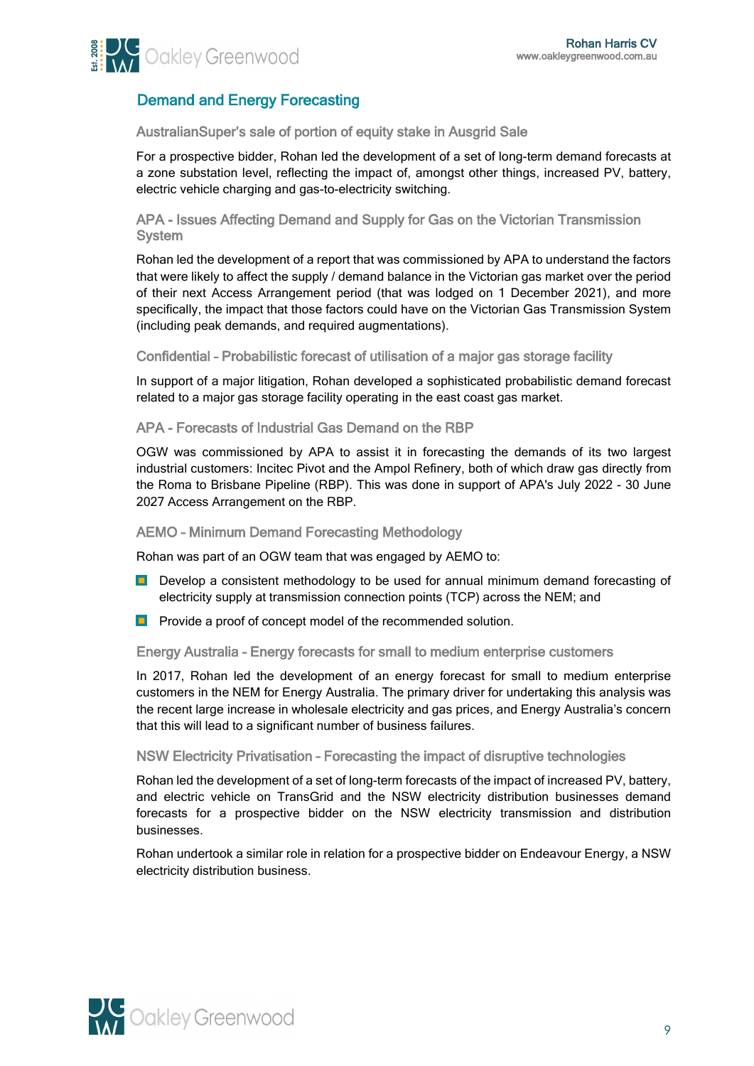## Demand and Energy Forecasting

### AustralianSuper's sale of portion of equity stake in Ausgrid Sale

For a prospective bidder, Rohan led the development of a set of long-term demand forecasts at a zone substation level, reflecting the impact of, amongst other things, increased PV, battery, electric vehicle charging and gas-to-electricity switching.

### APA - Issues Affecting Demand and Supply for Gas on the Victorian Transmission System

Rohan led the development of a report that was commissioned by APA to understand the factors that were likely to affect the supply / demand balance in the Victorian gas market over the period of their next Access Arrangement period (that was lodged on 1 December 2021), and more specifically, the impact that those factors could have on the Victorian Gas Transmission System (including peak demands, and required augmentations).

### Confidential – Probabilistic forecast of utilisation of a major gas storage facility

In support of a major litigation, Rohan developed a sophisticated probabilistic demand forecast related to a major gas storage facility operating in the east coast gas market.

### APA - Forecasts of Industrial Gas Demand on the RBP

OGW was commissioned by APA to assist it in forecasting the demands of its two largest industrial customers: Incitec Pivot and the Ampol Refinery, both of which draw gas directly from the Roma to Brisbane Pipeline (RBP). This was done in support of APA's July 2022 - 30 June 2027 Access Arrangement on the RBP.

### AEMO – Minimum Demand Forecasting Methodology

Rohan was part of an OGW team that was engaged by AEMO to:

- Develop a consistent methodology to be used for annual minimum demand forecasting of electricity supply at transmission connection points (TCP) across the NEM; and
- Provide a proof of concept model of the recommended solution.

### Energy Australia – Energy forecasts for small to medium enterprise customers

In 2017, Rohan led the development of an energy forecast for small to medium enterprise customers in the NEM for Energy Australia. The primary driver for undertaking this analysis was the recent large increase in wholesale electricity and gas prices, and Energy Australia's concern that this will lead to a significant number of business failures.

### NSW Electricity Privatisation – Forecasting the impact of disruptive technologies

Rohan led the development of a set of long-term forecasts of the impact of increased PV, battery, and electric vehicle on TransGrid and the NSW electricity distribution businesses demand forecasts for a prospective bidder on the NSW electricity transmission and distribution businesses.

Rohan undertook a similar role in relation for a prospective bidder on Endeavour Energy, a NSW electricity distribution business.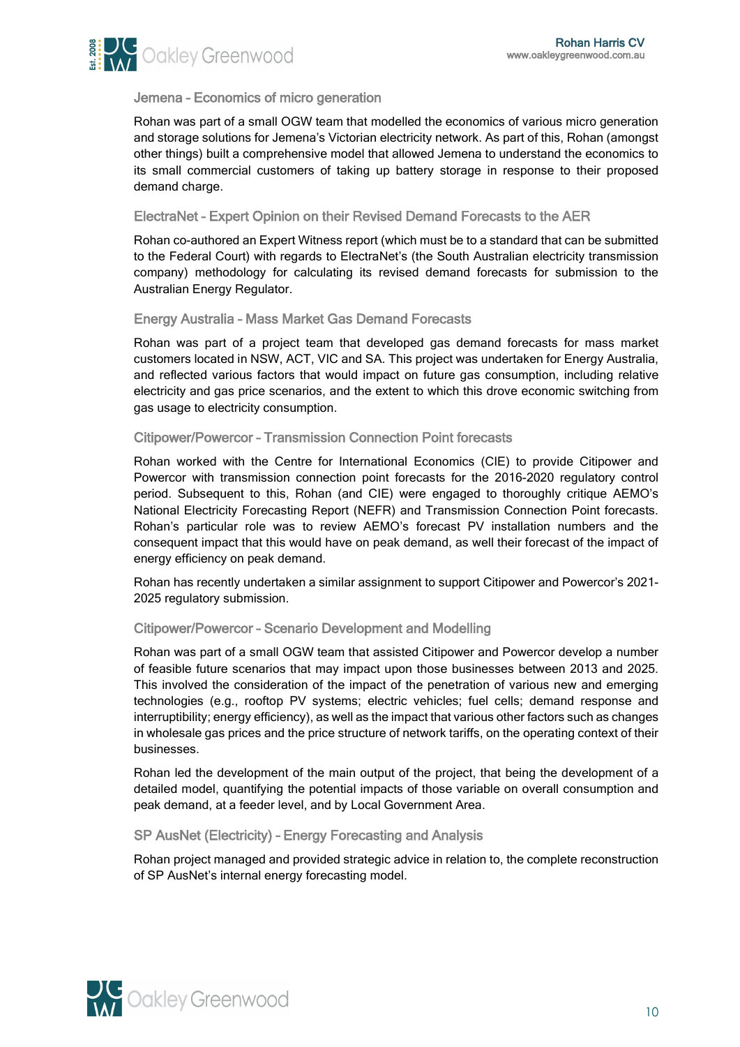### Jemena – Economics of micro generation

Rohan was part of a small OGW team that modelled the economics of various micro generation and storage solutions for Jemena's Victorian electricity network. As part of this, Rohan (amongst other things) built a comprehensive model that allowed Jemena to understand the economics to its small commercial customers of taking up battery storage in response to their proposed demand charge.

### ElectraNet – Expert Opinion on their Revised Demand Forecasts to the AER

Rohan co-authored an Expert Witness report (which must be to a standard that can be submitted to the Federal Court) with regards to ElectraNet's (the South Australian electricity transmission company) methodology for calculating its revised demand forecasts for submission to the Australian Energy Regulator.

### Energy Australia – Mass Market Gas Demand Forecasts

Rohan was part of a project team that developed gas demand forecasts for mass market customers located in NSW, ACT, VIC and SA. This project was undertaken for Energy Australia, and reflected various factors that would impact on future gas consumption, including relative electricity and gas price scenarios, and the extent to which this drove economic switching from gas usage to electricity consumption.

### Citipower/Powercor – Transmission Connection Point forecasts

Rohan worked with the Centre for International Economics (CIE) to provide Citipower and Powercor with transmission connection point forecasts for the 2016-2020 regulatory control period. Subsequent to this, Rohan (and CIE) were engaged to thoroughly critique AEMO's National Electricity Forecasting Report (NEFR) and Transmission Connection Point forecasts. Rohan's particular role was to review AEMO's forecast PV installation numbers and the consequent impact that this would have on peak demand, as well their forecast of the impact of energy efficiency on peak demand.

Rohan has recently undertaken a similar assignment to support Citipower and Powercor's 2021-2025 regulatory submission.

### Citipower/Powercor – Scenario Development and Modelling

Rohan was part of a small OGW team that assisted Citipower and Powercor develop a number of feasible future scenarios that may impact upon those businesses between 2013 and 2025. This involved the consideration of the impact of the penetration of various new and emerging technologies (e.g., rooftop PV systems; electric vehicles; fuel cells; demand response and interruptibility; energy efficiency), as well as the impact that various other factors such as changes in wholesale gas prices and the price structure of network tariffs, on the operating context of their businesses.

Rohan led the development of the main output of the project, that being the development of a detailed model, quantifying the potential impacts of those variable on overall consumption and peak demand, at a feeder level, and by Local Government Area.

### SP AusNet (Electricity) – Energy Forecasting and Analysis

Rohan project managed and provided strategic advice in relation to, the complete reconstruction of SP AusNet's internal energy forecasting model.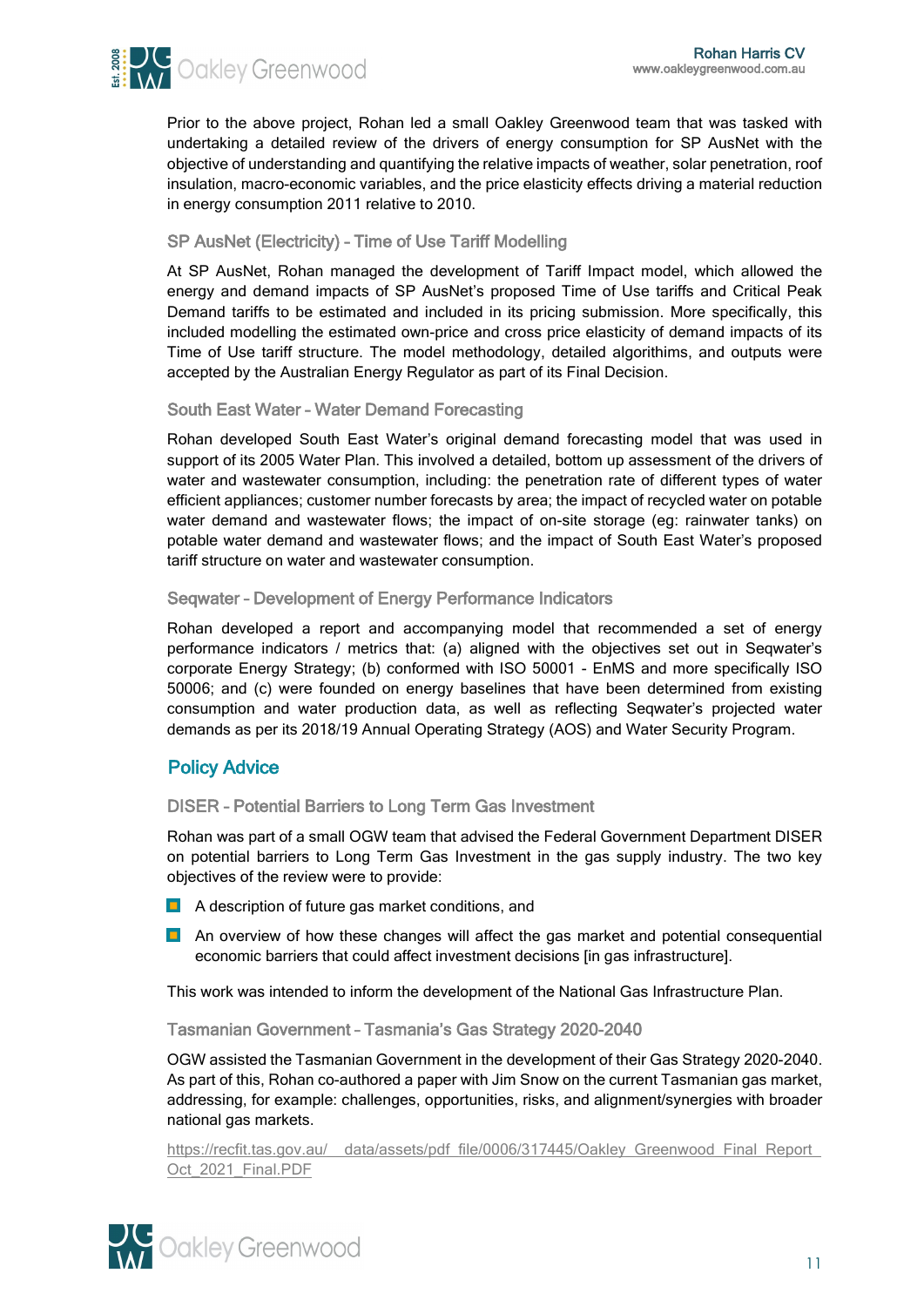Prior to the above project, Rohan led a small Oakley Greenwood team that was tasked with undertaking a detailed review of the drivers of energy consumption for SP AusNet with the objective of understanding and quantifying the relative impacts of weather, solar penetration, roof insulation, macro-economic variables, and the price elasticity effects driving a material reduction in energy consumption 2011 relative to 2010.

### SP AusNet (Electricity) – Time of Use Tariff Modelling

At SP AusNet, Rohan managed the development of Tariff Impact model, which allowed the energy and demand impacts of SP AusNet's proposed Time of Use tariffs and Critical Peak Demand tariffs to be estimated and included in its pricing submission. More specifically, this included modelling the estimated own-price and cross price elasticity of demand impacts of its Time of Use tariff structure. The model methodology, detailed algorithims, and outputs were accepted by the Australian Energy Regulator as part of its Final Decision.

### South East Water – Water Demand Forecasting

Rohan developed South East Water's original demand forecasting model that was used in support of its 2005 Water Plan. This involved a detailed, bottom up assessment of the drivers of water and wastewater consumption, including: the penetration rate of different types of water efficient appliances; customer number forecasts by area; the impact of recycled water on potable water demand and wastewater flows; the impact of on-site storage (eg: rainwater tanks) on potable water demand and wastewater flows; and the impact of South East Water's proposed tariff structure on water and wastewater consumption.

### Seqwater – Development of Energy Performance Indicators

Rohan developed a report and accompanying model that recommended a set of energy performance indicators / metrics that: (a) aligned with the objectives set out in Seqwater's corporate Energy Strategy; (b) conformed with ISO 50001 - EnMS and more specifically ISO 50006; and (c) were founded on energy baselines that have been determined from existing consumption and water production data, as well as reflecting Seqwater's projected water demands as per its 2018/19 Annual Operating Strategy (AOS) and Water Security Program.

## Policy Advice

### DISER – Potential Barriers to Long Term Gas Investment

Rohan was part of a small OGW team that advised the Federal Government Department DISER on potential barriers to Long Term Gas Investment in the gas supply industry. The two key objectives of the review were to provide:

- A description of future gas market conditions, and
- An overview of how these changes will affect the gas market and potential consequential economic barriers that could affect investment decisions [in gas infrastructure].

This work was intended to inform the development of the National Gas Infrastructure Plan.

### Tasmanian Government – Tasmania's Gas Strategy 2020-2040

OGW assisted the Tasmanian Government in the development of their Gas Strategy 2020-2040. As part of this, Rohan co-authored a paper with Jim Snow on the current Tasmanian gas market, addressing, for example: challenges, opportunities, risks, and alignment/synergies with broader national gas markets.

https://recfit.tas.gov.au/__data/assets/pdf_file/0006/317445/Oakley_Greenwood_Final_Report_Oct_2021_Final.PDF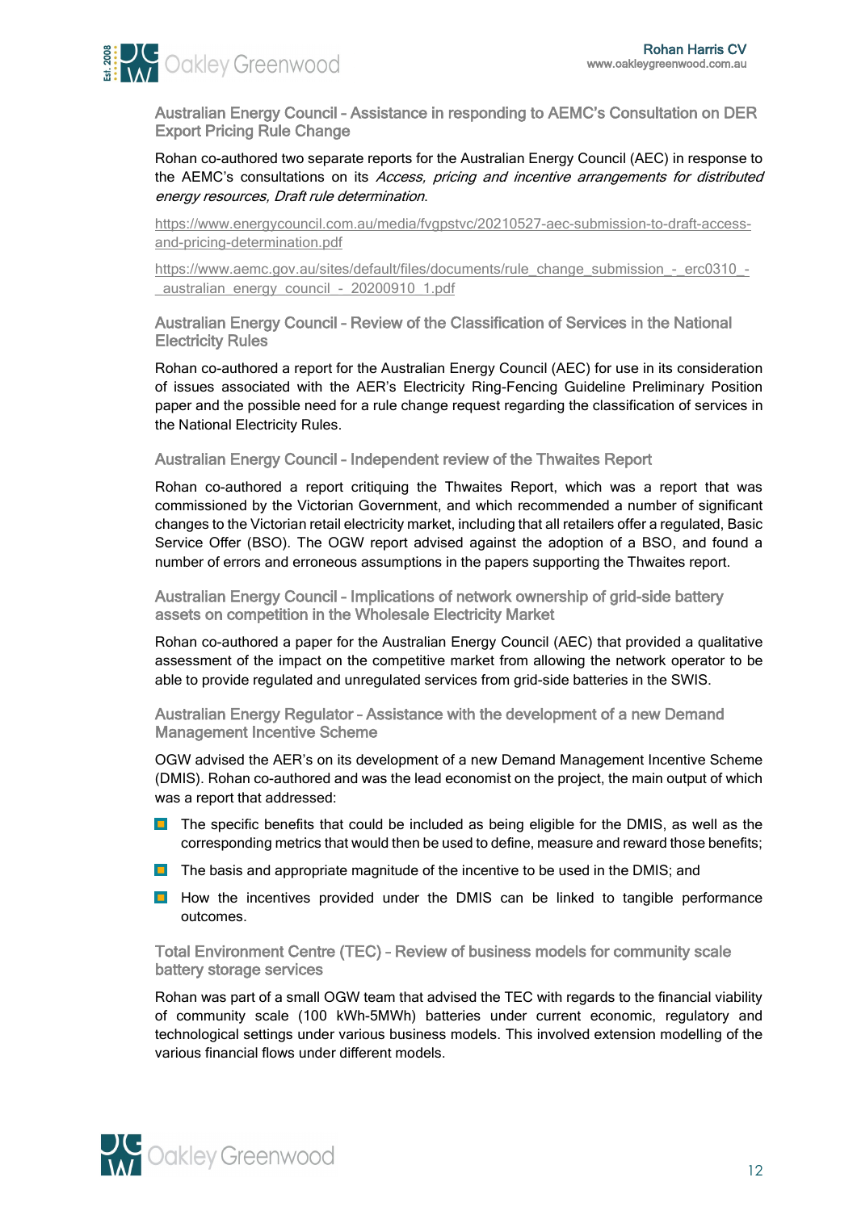### Australian Energy Council – Assistance in responding to AEMC's Consultation on DER Export Pricing Rule Change

Rohan co-authored two separate reports for the Australian Energy Council (AEC) in response to the AEMC's consultations on its *Access, pricing and incentive arrangements for distributed energy resources, Draft rule determination*.

https://www.energycouncil.com.au/media/fvgpstvc/20210527-aec-submission-to-draft-access-and-pricing-determination.pdf

https://www.aemc.gov.au/sites/default/files/documents/rule_change_submission_-_erc0310_-_australian_energy_council_-_20200910_1.pdf

### Australian Energy Council – Review of the Classification of Services in the National Electricity Rules

Rohan co-authored a report for the Australian Energy Council (AEC) for use in its consideration of issues associated with the AER's Electricity Ring-Fencing Guideline Preliminary Position paper and the possible need for a rule change request regarding the classification of services in the National Electricity Rules.

### Australian Energy Council – Independent review of the Thwaites Report

Rohan co-authored a report critiquing the Thwaites Report, which was a report that was commissioned by the Victorian Government, and which recommended a number of significant changes to the Victorian retail electricity market, including that all retailers offer a regulated, Basic Service Offer (BSO). The OGW report advised against the adoption of a BSO, and found a number of errors and erroneous assumptions in the papers supporting the Thwaites report.

### Australian Energy Council – Implications of network ownership of grid-side battery assets on competition in the Wholesale Electricity Market

Rohan co-authored a paper for the Australian Energy Council (AEC) that provided a qualitative assessment of the impact on the competitive market from allowing the network operator to be able to provide regulated and unregulated services from grid-side batteries in the SWIS.

### Australian Energy Regulator – Assistance with the development of a new Demand Management Incentive Scheme

OGW advised the AER's on its development of a new Demand Management Incentive Scheme (DMIS). Rohan co-authored and was the lead economist on the project, the main output of which was a report that addressed:

- The specific benefits that could be included as being eligible for the DMIS, as well as the corresponding metrics that would then be used to define, measure and reward those benefits;
- The basis and appropriate magnitude of the incentive to be used in the DMIS; and
- How the incentives provided under the DMIS can be linked to tangible performance outcomes.

### Total Environment Centre (TEC) – Review of business models for community scale battery storage services

Rohan was part of a small OGW team that advised the TEC with regards to the financial viability of community scale (100 kWh-5MWh) batteries under current economic, regulatory and technological settings under various business models. This involved extension modelling of the various financial flows under different models.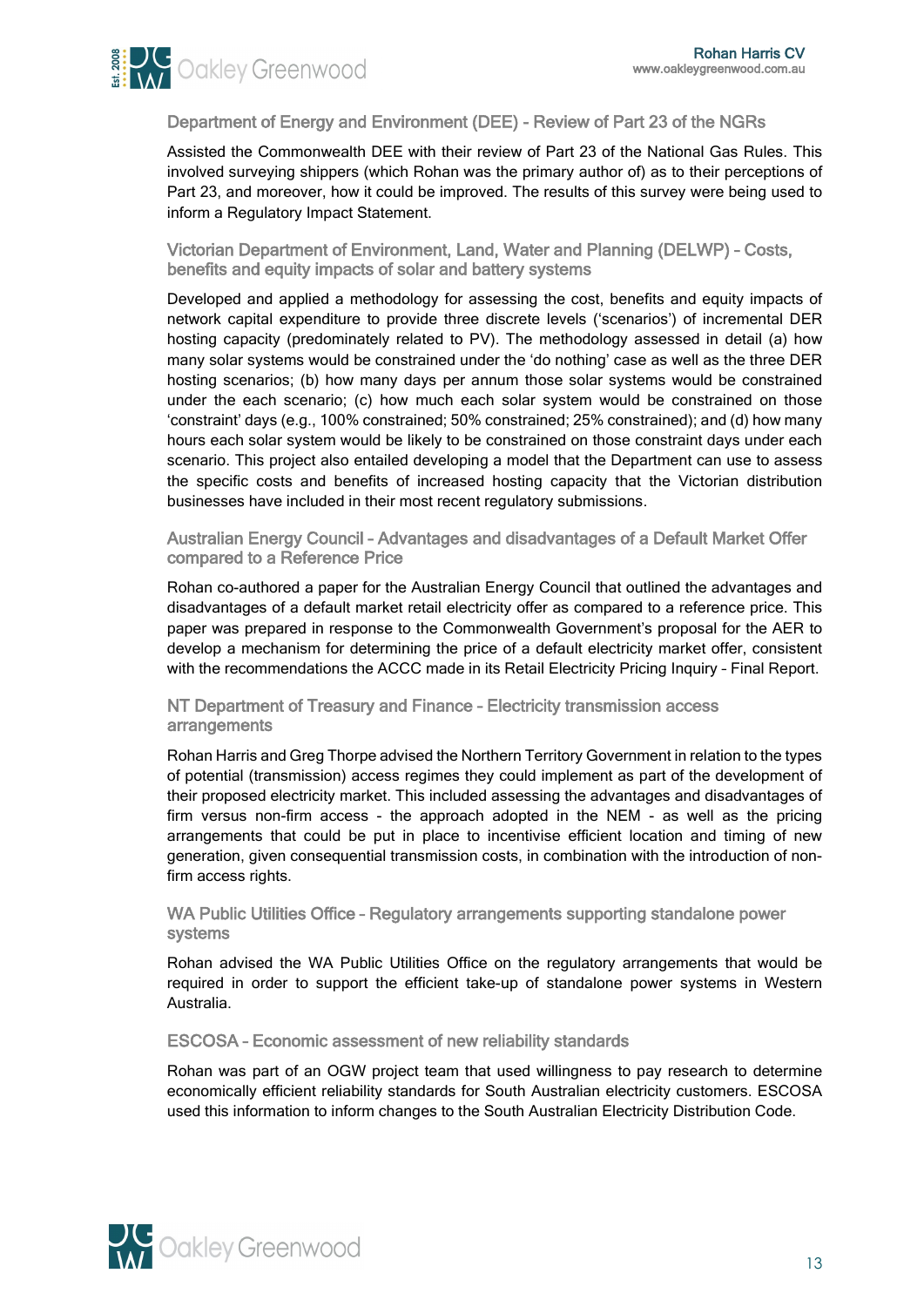### Department of Energy and Environment (DEE) - Review of Part 23 of the NGRs

Assisted the Commonwealth DEE with their review of Part 23 of the National Gas Rules. This involved surveying shippers (which Rohan was the primary author of) as to their perceptions of Part 23, and moreover, how it could be improved. The results of this survey were being used to inform a Regulatory Impact Statement.

### Victorian Department of Environment, Land, Water and Planning (DELWP) – Costs, benefits and equity impacts of solar and battery systems

Developed and applied a methodology for assessing the cost, benefits and equity impacts of network capital expenditure to provide three discrete levels ('scenarios') of incremental DER hosting capacity (predominately related to PV). The methodology assessed in detail (a) how many solar systems would be constrained under the 'do nothing' case as well as the three DER hosting scenarios; (b) how many days per annum those solar systems would be constrained under the each scenario; (c) how much each solar system would be constrained on those 'constraint' days (e.g., 100% constrained; 50% constrained; 25% constrained); and (d) how many hours each solar system would be likely to be constrained on those constraint days under each scenario. This project also entailed developing a model that the Department can use to assess the specific costs and benefits of increased hosting capacity that the Victorian distribution businesses have included in their most recent regulatory submissions.

### Australian Energy Council – Advantages and disadvantages of a Default Market Offer compared to a Reference Price

Rohan co-authored a paper for the Australian Energy Council that outlined the advantages and disadvantages of a default market retail electricity offer as compared to a reference price. This paper was prepared in response to the Commonwealth Government's proposal for the AER to develop a mechanism for determining the price of a default electricity market offer, consistent with the recommendations the ACCC made in its Retail Electricity Pricing Inquiry – Final Report.

### NT Department of Treasury and Finance – Electricity transmission access arrangements

Rohan Harris and Greg Thorpe advised the Northern Territory Government in relation to the types of potential (transmission) access regimes they could implement as part of the development of their proposed electricity market. This included assessing the advantages and disadvantages of firm versus non-firm access - the approach adopted in the NEM - as well as the pricing arrangements that could be put in place to incentivise efficient location and timing of new generation, given consequential transmission costs, in combination with the introduction of non-firm access rights.

### WA Public Utilities Office – Regulatory arrangements supporting standalone power systems

Rohan advised the WA Public Utilities Office on the regulatory arrangements that would be required in order to support the efficient take-up of standalone power systems in Western Australia.

### ESCOSA – Economic assessment of new reliability standards

Rohan was part of an OGW project team that used willingness to pay research to determine economically efficient reliability standards for South Australian electricity customers. ESCOSA used this information to inform changes to the South Australian Electricity Distribution Code.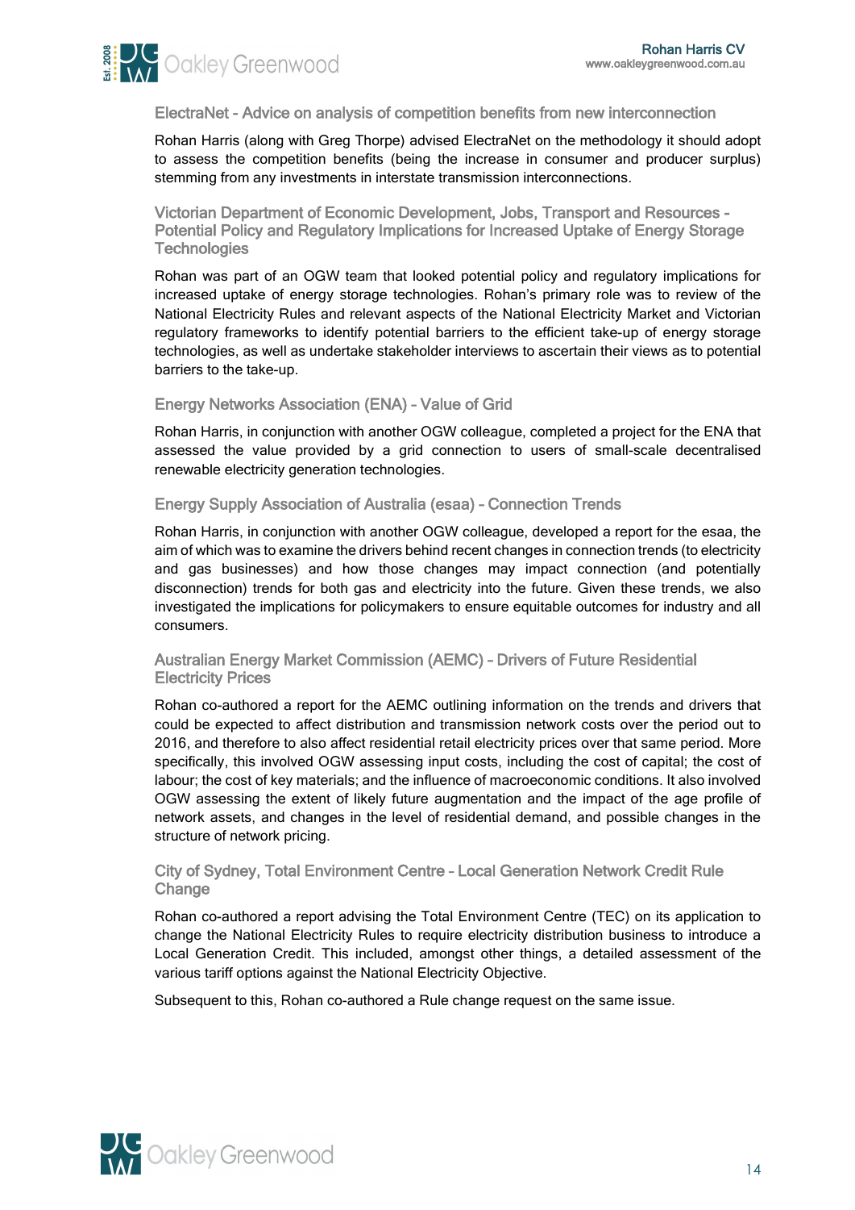### ElectraNet - Advice on analysis of competition benefits from new interconnection

Rohan Harris (along with Greg Thorpe) advised ElectraNet on the methodology it should adopt to assess the competition benefits (being the increase in consumer and producer surplus) stemming from any investments in interstate transmission interconnections.

### Victorian Department of Economic Development, Jobs, Transport and Resources - Potential Policy and Regulatory Implications for Increased Uptake of Energy Storage Technologies

Rohan was part of an OGW team that looked potential policy and regulatory implications for increased uptake of energy storage technologies. Rohan's primary role was to review of the National Electricity Rules and relevant aspects of the National Electricity Market and Victorian regulatory frameworks to identify potential barriers to the efficient take-up of energy storage technologies, as well as undertake stakeholder interviews to ascertain their views as to potential barriers to the take-up.

### Energy Networks Association (ENA) – Value of Grid

Rohan Harris, in conjunction with another OGW colleague, completed a project for the ENA that assessed the value provided by a grid connection to users of small-scale decentralised renewable electricity generation technologies.

### Energy Supply Association of Australia (esaa) – Connection Trends

Rohan Harris, in conjunction with another OGW colleague, developed a report for the esaa, the aim of which was to examine the drivers behind recent changes in connection trends (to electricity and gas businesses) and how those changes may impact connection (and potentially disconnection) trends for both gas and electricity into the future. Given these trends, we also investigated the implications for policymakers to ensure equitable outcomes for industry and all consumers.

### Australian Energy Market Commission (AEMC) – Drivers of Future Residential Electricity Prices

Rohan co-authored a report for the AEMC outlining information on the trends and drivers that could be expected to affect distribution and transmission network costs over the period out to 2016, and therefore to also affect residential retail electricity prices over that same period. More specifically, this involved OGW assessing input costs, including the cost of capital; the cost of labour; the cost of key materials; and the influence of macroeconomic conditions. It also involved OGW assessing the extent of likely future augmentation and the impact of the age profile of network assets, and changes in the level of residential demand, and possible changes in the structure of network pricing.

### City of Sydney, Total Environment Centre – Local Generation Network Credit Rule Change

Rohan co-authored a report advising the Total Environment Centre (TEC) on its application to change the National Electricity Rules to require electricity distribution business to introduce a Local Generation Credit. This included, amongst other things, a detailed assessment of the various tariff options against the National Electricity Objective.

Subsequent to this, Rohan co-authored a Rule change request on the same issue.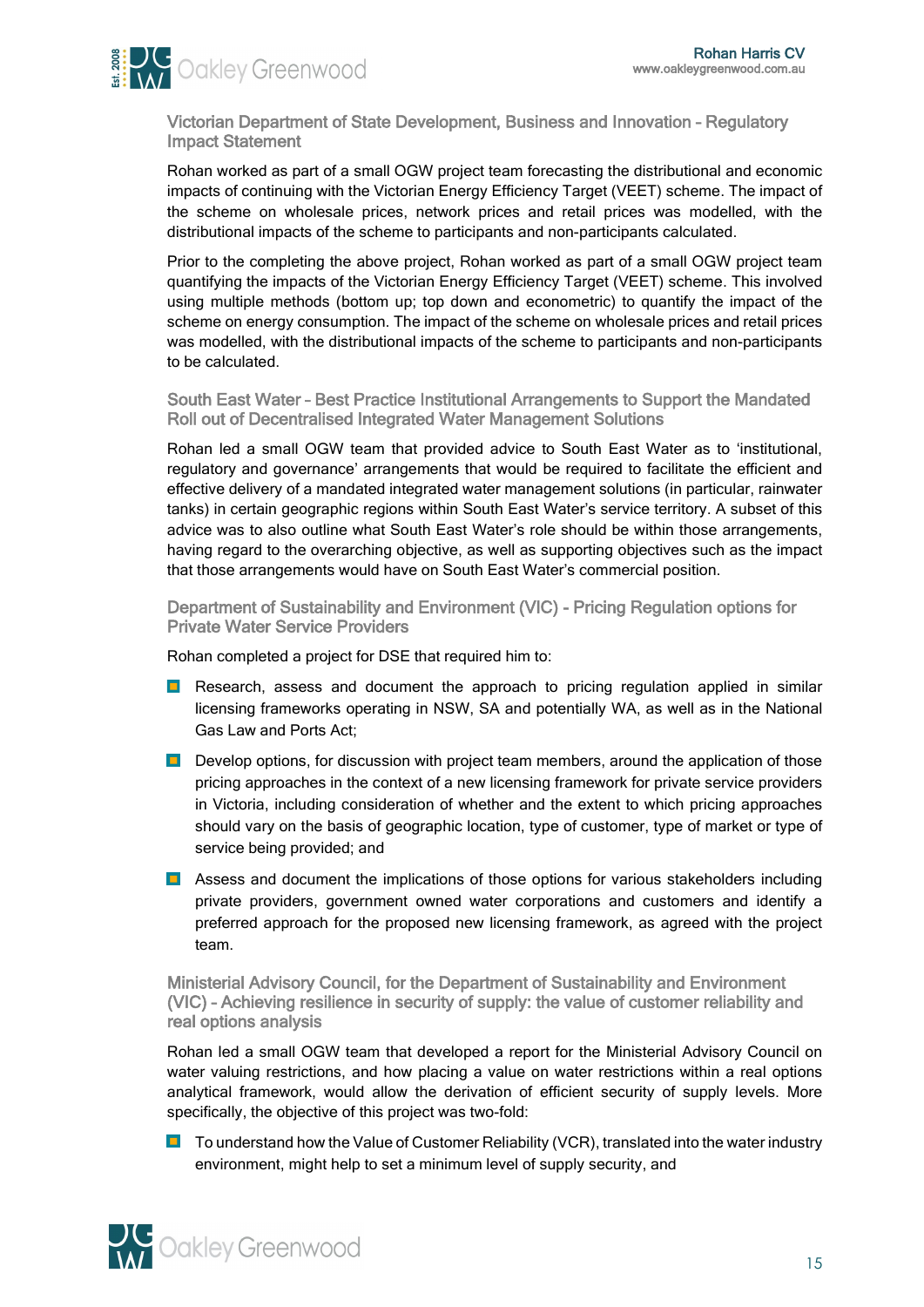### Victorian Department of State Development, Business and Innovation – Regulatory Impact Statement

Rohan worked as part of a small OGW project team forecasting the distributional and economic impacts of continuing with the Victorian Energy Efficiency Target (VEET) scheme. The impact of the scheme on wholesale prices, network prices and retail prices was modelled, with the distributional impacts of the scheme to participants and non-participants calculated.

Prior to the completing the above project, Rohan worked as part of a small OGW project team quantifying the impacts of the Victorian Energy Efficiency Target (VEET) scheme. This involved using multiple methods (bottom up; top down and econometric) to quantify the impact of the scheme on energy consumption. The impact of the scheme on wholesale prices and retail prices was modelled, with the distributional impacts of the scheme to participants and non-participants to be calculated.

### South East Water – Best Practice Institutional Arrangements to Support the Mandated Roll out of Decentralised Integrated Water Management Solutions

Rohan led a small OGW team that provided advice to South East Water as to 'institutional, regulatory and governance' arrangements that would be required to facilitate the efficient and effective delivery of a mandated integrated water management solutions (in particular, rainwater tanks) in certain geographic regions within South East Water's service territory. A subset of this advice was to also outline what South East Water's role should be within those arrangements, having regard to the overarching objective, as well as supporting objectives such as the impact that those arrangements would have on South East Water's commercial position.

### Department of Sustainability and Environment (VIC) - Pricing Regulation options for Private Water Service Providers

Rohan completed a project for DSE that required him to:

- Research, assess and document the approach to pricing regulation applied in similar licensing frameworks operating in NSW, SA and potentially WA, as well as in the National Gas Law and Ports Act;
- Develop options, for discussion with project team members, around the application of those pricing approaches in the context of a new licensing framework for private service providers in Victoria, including consideration of whether and the extent to which pricing approaches should vary on the basis of geographic location, type of customer, type of market or type of service being provided; and
- Assess and document the implications of those options for various stakeholders including private providers, government owned water corporations and customers and identify a preferred approach for the proposed new licensing framework, as agreed with the project team.

### Ministerial Advisory Council, for the Department of Sustainability and Environment (VIC) – Achieving resilience in security of supply: the value of customer reliability and real options analysis

Rohan led a small OGW team that developed a report for the Ministerial Advisory Council on water valuing restrictions, and how placing a value on water restrictions within a real options analytical framework, would allow the derivation of efficient security of supply levels. More specifically, the objective of this project was two-fold:

- To understand how the Value of Customer Reliability (VCR), translated into the water industry environment, might help to set a minimum level of supply security, and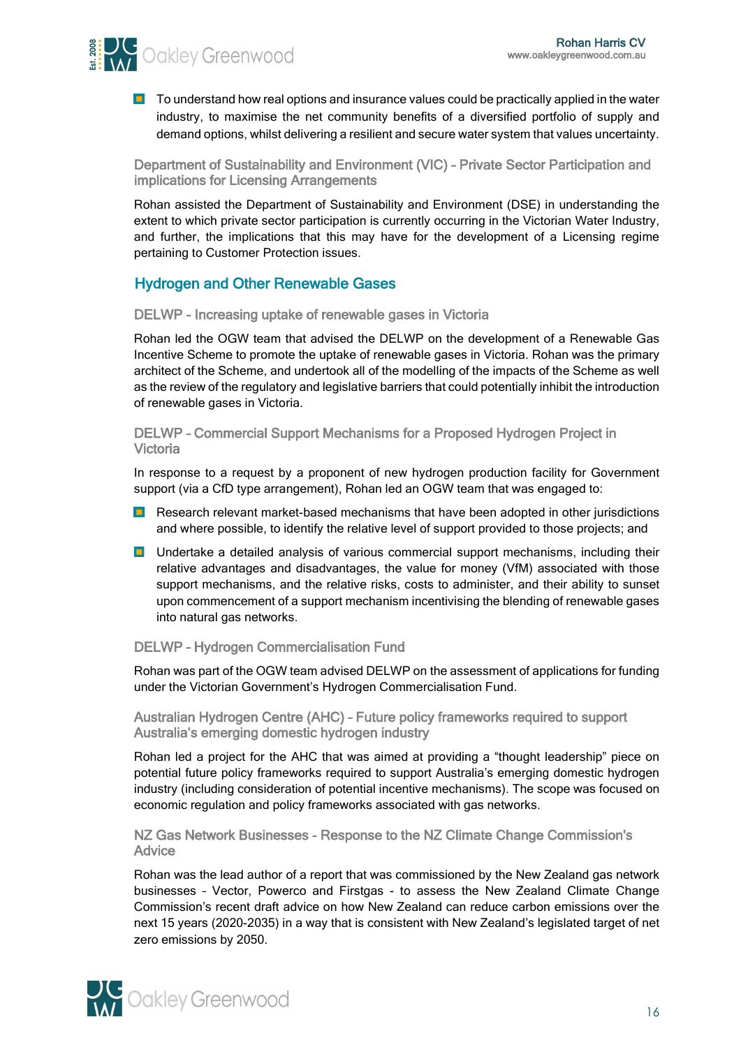- To understand how real options and insurance values could be practically applied in the water industry, to maximise the net community benefits of a diversified portfolio of supply and demand options, whilst delivering a resilient and secure water system that values uncertainty.

### Department of Sustainability and Environment (VIC) – Private Sector Participation and implications for Licensing Arrangements

Rohan assisted the Department of Sustainability and Environment (DSE) in understanding the extent to which private sector participation is currently occurring in the Victorian Water Industry, and further, the implications that this may have for the development of a Licensing regime pertaining to Customer Protection issues.

## Hydrogen and Other Renewable Gases

### DELWP - Increasing uptake of renewable gases in Victoria

Rohan led the OGW team that advised the DELWP on the development of a Renewable Gas Incentive Scheme to promote the uptake of renewable gases in Victoria. Rohan was the primary architect of the Scheme, and undertook all of the modelling of the impacts of the Scheme as well as the review of the regulatory and legislative barriers that could potentially inhibit the introduction of renewable gases in Victoria.

### DELWP – Commercial Support Mechanisms for a Proposed Hydrogen Project in Victoria

In response to a request by a proponent of new hydrogen production facility for Government support (via a CfD type arrangement), Rohan led an OGW team that was engaged to:

- Research relevant market-based mechanisms that have been adopted in other jurisdictions and where possible, to identify the relative level of support provided to those projects; and
- Undertake a detailed analysis of various commercial support mechanisms, including their relative advantages and disadvantages, the value for money (VfM) associated with those support mechanisms, and the relative risks, costs to administer, and their ability to sunset upon commencement of a support mechanism incentivising the blending of renewable gases into natural gas networks.

### DELWP - Hydrogen Commercialisation Fund

Rohan was part of the OGW team advised DELWP on the assessment of applications for funding under the Victorian Government's Hydrogen Commercialisation Fund.

### Australian Hydrogen Centre (AHC) – Future policy frameworks required to support Australia's emerging domestic hydrogen industry

Rohan led a project for the AHC that was aimed at providing a "thought leadership" piece on potential future policy frameworks required to support Australia's emerging domestic hydrogen industry (including consideration of potential incentive mechanisms). The scope was focused on economic regulation and policy frameworks associated with gas networks.

### NZ Gas Network Businesses - Response to the NZ Climate Change Commission's Advice

Rohan was the lead author of a report that was commissioned by the New Zealand gas network businesses – Vector, Powerco and Firstgas - to assess the New Zealand Climate Change Commission's recent draft advice on how New Zealand can reduce carbon emissions over the next 15 years (2020-2035) in a way that is consistent with New Zealand's legislated target of net zero emissions by 2050.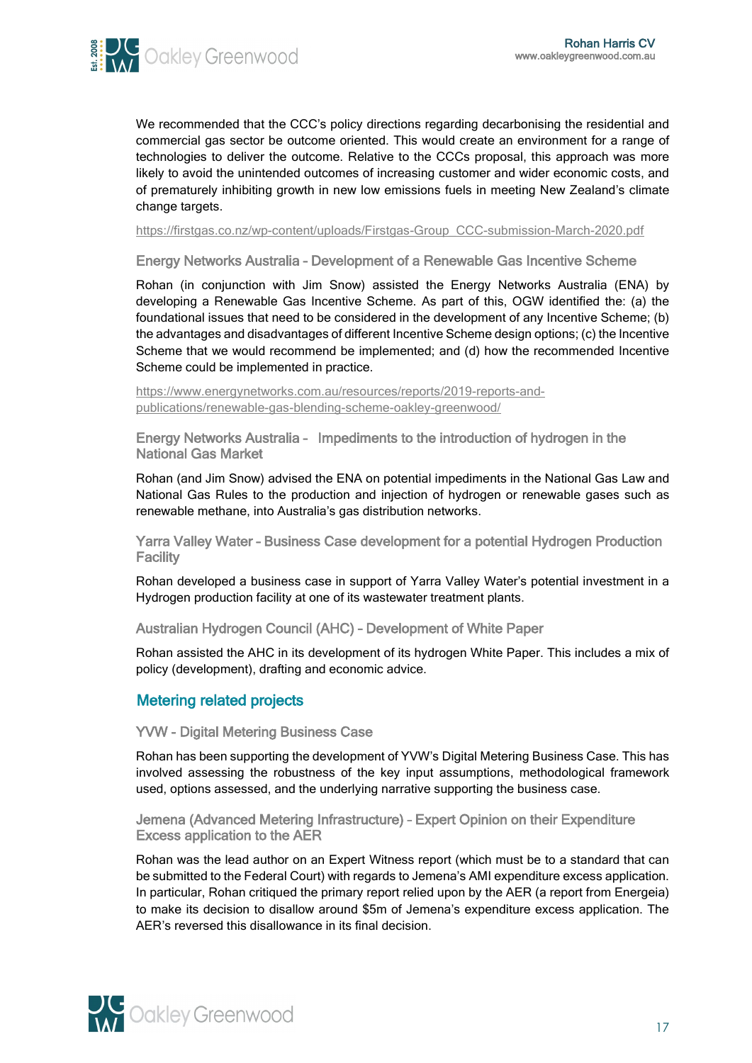We recommended that the CCC's policy directions regarding decarbonising the residential and commercial gas sector be outcome oriented. This would create an environment for a range of technologies to deliver the outcome. Relative to the CCCs proposal, this approach was more likely to avoid the unintended outcomes of increasing customer and wider economic costs, and of prematurely inhibiting growth in new low emissions fuels in meeting New Zealand's climate change targets.

https://firstgas.co.nz/wp-content/uploads/Firstgas-Group_CCC-submission-March-2020.pdf

### Energy Networks Australia – Development of a Renewable Gas Incentive Scheme

Rohan (in conjunction with Jim Snow) assisted the Energy Networks Australia (ENA) by developing a Renewable Gas Incentive Scheme. As part of this, OGW identified the: (a) the foundational issues that need to be considered in the development of any Incentive Scheme; (b) the advantages and disadvantages of different Incentive Scheme design options; (c) the Incentive Scheme that we would recommend be implemented; and (d) how the recommended Incentive Scheme could be implemented in practice.

https://www.energynetworks.com.au/resources/reports/2019-reports-and-publications/renewable-gas-blending-scheme-oakley-greenwood/

### Energy Networks Australia – Impediments to the introduction of hydrogen in the National Gas Market

Rohan (and Jim Snow) advised the ENA on potential impediments in the National Gas Law and National Gas Rules to the production and injection of hydrogen or renewable gases such as renewable methane, into Australia's gas distribution networks.

### Yarra Valley Water – Business Case development for a potential Hydrogen Production Facility

Rohan developed a business case in support of Yarra Valley Water's potential investment in a Hydrogen production facility at one of its wastewater treatment plants.

### Australian Hydrogen Council (AHC) – Development of White Paper

Rohan assisted the AHC in its development of its hydrogen White Paper. This includes a mix of policy (development), drafting and economic advice.

## Metering related projects

### YVW - Digital Metering Business Case

Rohan has been supporting the development of YVW's Digital Metering Business Case. This has involved assessing the robustness of the key input assumptions, methodological framework used, options assessed, and the underlying narrative supporting the business case.

### Jemena (Advanced Metering Infrastructure) – Expert Opinion on their Expenditure Excess application to the AER

Rohan was the lead author on an Expert Witness report (which must be to a standard that can be submitted to the Federal Court) with regards to Jemena's AMI expenditure excess application. In particular, Rohan critiqued the primary report relied upon by the AER (a report from Energeia) to make its decision to disallow around $5m of Jemena's expenditure excess application. The AER's reversed this disallowance in its final decision.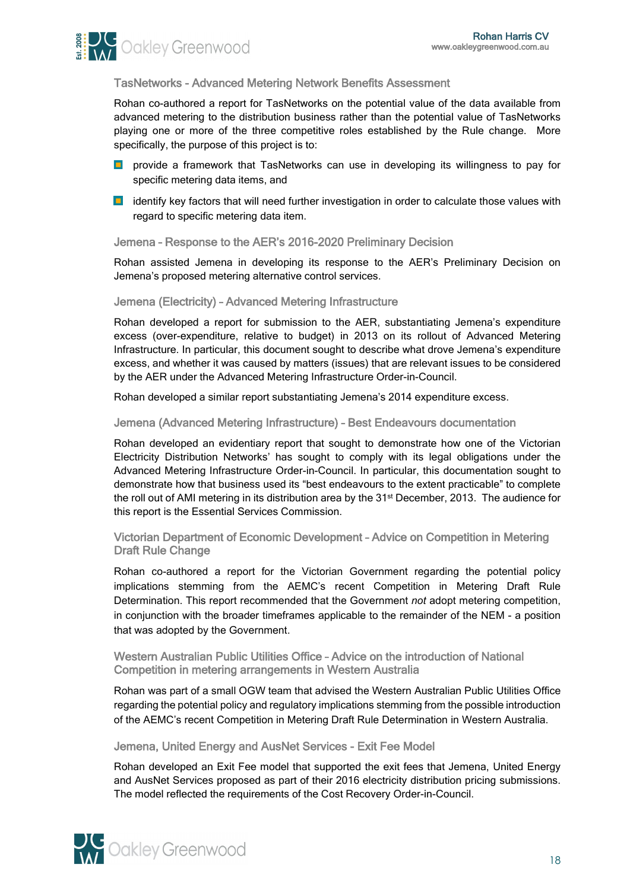### TasNetworks - Advanced Metering Network Benefits Assessment

Rohan co-authored a report for TasNetworks on the potential value of the data available from advanced metering to the distribution business rather than the potential value of TasNetworks playing one or more of the three competitive roles established by the Rule change. More specifically, the purpose of this project is to:

- provide a framework that TasNetworks can use in developing its willingness to pay for specific metering data items, and
- identify key factors that will need further investigation in order to calculate those values with regard to specific metering data item.

### Jemena – Response to the AER's 2016-2020 Preliminary Decision

Rohan assisted Jemena in developing its response to the AER's Preliminary Decision on Jemena's proposed metering alternative control services.

### Jemena (Electricity) – Advanced Metering Infrastructure

Rohan developed a report for submission to the AER, substantiating Jemena's expenditure excess (over-expenditure, relative to budget) in 2013 on its rollout of Advanced Metering Infrastructure. In particular, this document sought to describe what drove Jemena's expenditure excess, and whether it was caused by matters (issues) that are relevant issues to be considered by the AER under the Advanced Metering Infrastructure Order-in-Council.

Rohan developed a similar report substantiating Jemena's 2014 expenditure excess.

### Jemena (Advanced Metering Infrastructure) – Best Endeavours documentation

Rohan developed an evidentiary report that sought to demonstrate how one of the Victorian Electricity Distribution Networks' has sought to comply with its legal obligations under the Advanced Metering Infrastructure Order-in-Council. In particular, this documentation sought to demonstrate how that business used its "best endeavours to the extent practicable" to complete the roll out of AMI metering in its distribution area by the 31st December, 2013. The audience for this report is the Essential Services Commission.

### Victorian Department of Economic Development – Advice on Competition in Metering Draft Rule Change

Rohan co-authored a report for the Victorian Government regarding the potential policy implications stemming from the AEMC's recent Competition in Metering Draft Rule Determination. This report recommended that the Government *not* adopt metering competition, in conjunction with the broader timeframes applicable to the remainder of the NEM - a position that was adopted by the Government.

### Western Australian Public Utilities Office – Advice on the introduction of National Competition in metering arrangements in Western Australia

Rohan was part of a small OGW team that advised the Western Australian Public Utilities Office regarding the potential policy and regulatory implications stemming from the possible introduction of the AEMC's recent Competition in Metering Draft Rule Determination in Western Australia.

### Jemena, United Energy and AusNet Services - Exit Fee Model

Rohan developed an Exit Fee model that supported the exit fees that Jemena, United Energy and AusNet Services proposed as part of their 2016 electricity distribution pricing submissions. The model reflected the requirements of the Cost Recovery Order-in-Council.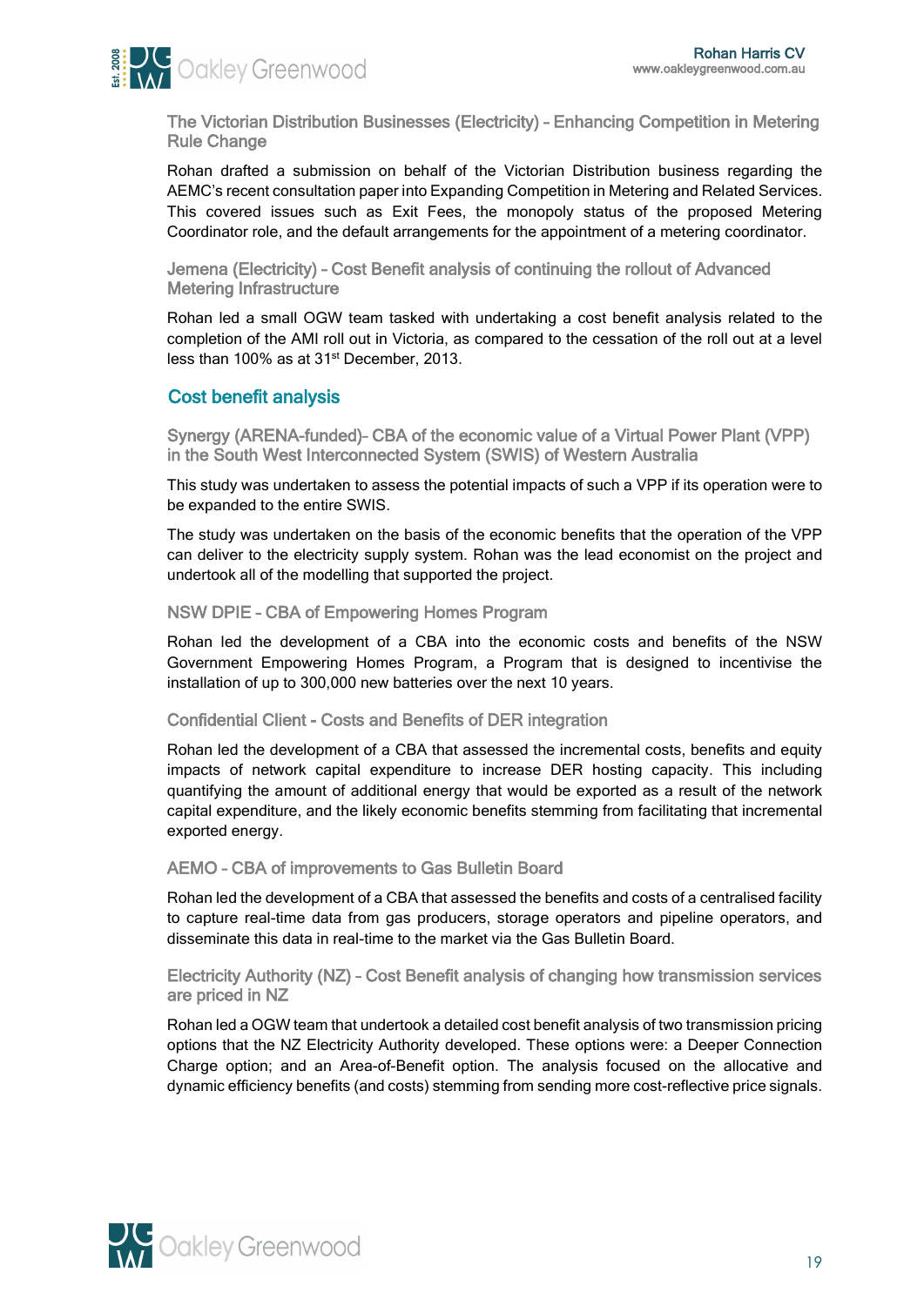### The Victorian Distribution Businesses (Electricity) – Enhancing Competition in Metering Rule Change

Rohan drafted a submission on behalf of the Victorian Distribution business regarding the AEMC's recent consultation paper into Expanding Competition in Metering and Related Services. This covered issues such as Exit Fees, the monopoly status of the proposed Metering Coordinator role, and the default arrangements for the appointment of a metering coordinator.

### Jemena (Electricity) – Cost Benefit analysis of continuing the rollout of Advanced Metering Infrastructure

Rohan led a small OGW team tasked with undertaking a cost benefit analysis related to the completion of the AMI roll out in Victoria, as compared to the cessation of the roll out at a level less than 100% as at 31st December, 2013.

## Cost benefit analysis

### Synergy (ARENA-funded)– CBA of the economic value of a Virtual Power Plant (VPP) in the South West Interconnected System (SWIS) of Western Australia

This study was undertaken to assess the potential impacts of such a VPP if its operation were to be expanded to the entire SWIS.

The study was undertaken on the basis of the economic benefits that the operation of the VPP can deliver to the electricity supply system. Rohan was the lead economist on the project and undertook all of the modelling that supported the project.

### NSW DPIE – CBA of Empowering Homes Program

Rohan led the development of a CBA into the economic costs and benefits of the NSW Government Empowering Homes Program, a Program that is designed to incentivise the installation of up to 300,000 new batteries over the next 10 years.

### Confidential Client - Costs and Benefits of DER integration

Rohan led the development of a CBA that assessed the incremental costs, benefits and equity impacts of network capital expenditure to increase DER hosting capacity. This including quantifying the amount of additional energy that would be exported as a result of the network capital expenditure, and the likely economic benefits stemming from facilitating that incremental exported energy.

### AEMO – CBA of improvements to Gas Bulletin Board

Rohan led the development of a CBA that assessed the benefits and costs of a centralised facility to capture real-time data from gas producers, storage operators and pipeline operators, and disseminate this data in real-time to the market via the Gas Bulletin Board.

### Electricity Authority (NZ) – Cost Benefit analysis of changing how transmission services are priced in NZ

Rohan led a OGW team that undertook a detailed cost benefit analysis of two transmission pricing options that the NZ Electricity Authority developed. These options were: a Deeper Connection Charge option; and an Area-of-Benefit option. The analysis focused on the allocative and dynamic efficiency benefits (and costs) stemming from sending more cost-reflective price signals.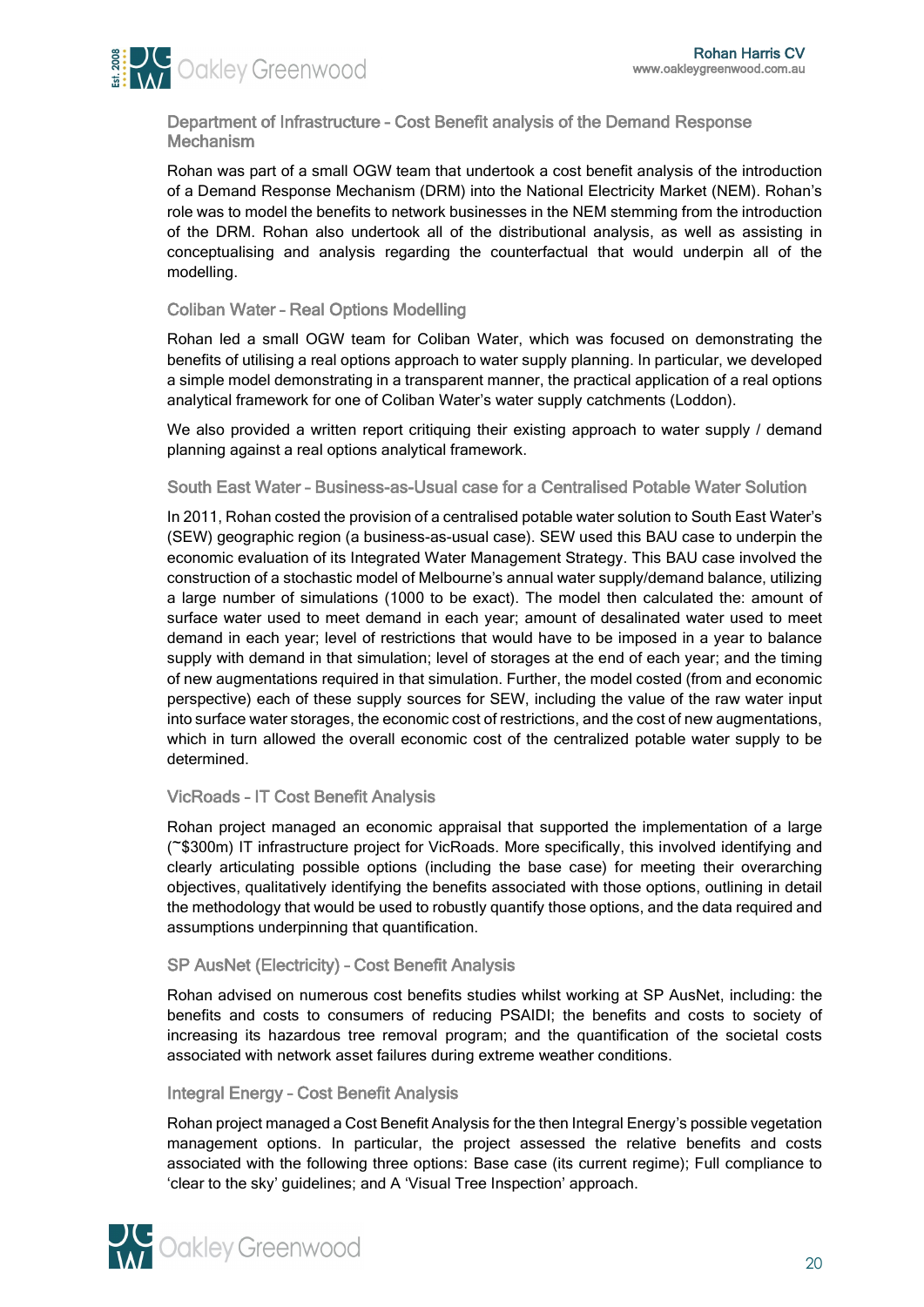### Department of Infrastructure – Cost Benefit analysis of the Demand Response Mechanism

Rohan was part of a small OGW team that undertook a cost benefit analysis of the introduction of a Demand Response Mechanism (DRM) into the National Electricity Market (NEM). Rohan's role was to model the benefits to network businesses in the NEM stemming from the introduction of the DRM. Rohan also undertook all of the distributional analysis, as well as assisting in conceptualising and analysis regarding the counterfactual that would underpin all of the modelling.

### Coliban Water – Real Options Modelling

Rohan led a small OGW team for Coliban Water, which was focused on demonstrating the benefits of utilising a real options approach to water supply planning. In particular, we developed a simple model demonstrating in a transparent manner, the practical application of a real options analytical framework for one of Coliban Water's water supply catchments (Loddon).

We also provided a written report critiquing their existing approach to water supply / demand planning against a real options analytical framework.

### South East Water – Business-as-Usual case for a Centralised Potable Water Solution

In 2011, Rohan costed the provision of a centralised potable water solution to South East Water's (SEW) geographic region (a business-as-usual case). SEW used this BAU case to underpin the economic evaluation of its Integrated Water Management Strategy. This BAU case involved the construction of a stochastic model of Melbourne's annual water supply/demand balance, utilizing a large number of simulations (1000 to be exact). The model then calculated the: amount of surface water used to meet demand in each year; amount of desalinated water used to meet demand in each year; level of restrictions that would have to be imposed in a year to balance supply with demand in that simulation; level of storages at the end of each year; and the timing of new augmentations required in that simulation. Further, the model costed (from and economic perspective) each of these supply sources for SEW, including the value of the raw water input into surface water storages, the economic cost of restrictions, and the cost of new augmentations, which in turn allowed the overall economic cost of the centralized potable water supply to be determined.

### VicRoads – IT Cost Benefit Analysis

Rohan project managed an economic appraisal that supported the implementation of a large (~$300m) IT infrastructure project for VicRoads. More specifically, this involved identifying and clearly articulating possible options (including the base case) for meeting their overarching objectives, qualitatively identifying the benefits associated with those options, outlining in detail the methodology that would be used to robustly quantify those options, and the data required and assumptions underpinning that quantification.

### SP AusNet (Electricity) – Cost Benefit Analysis

Rohan advised on numerous cost benefits studies whilst working at SP AusNet, including: the benefits and costs to consumers of reducing PSAIDI; the benefits and costs to society of increasing its hazardous tree removal program; and the quantification of the societal costs associated with network asset failures during extreme weather conditions.

### Integral Energy – Cost Benefit Analysis

Rohan project managed a Cost Benefit Analysis for the then Integral Energy's possible vegetation management options. In particular, the project assessed the relative benefits and costs associated with the following three options: Base case (its current regime); Full compliance to 'clear to the sky' guidelines; and A 'Visual Tree Inspection' approach.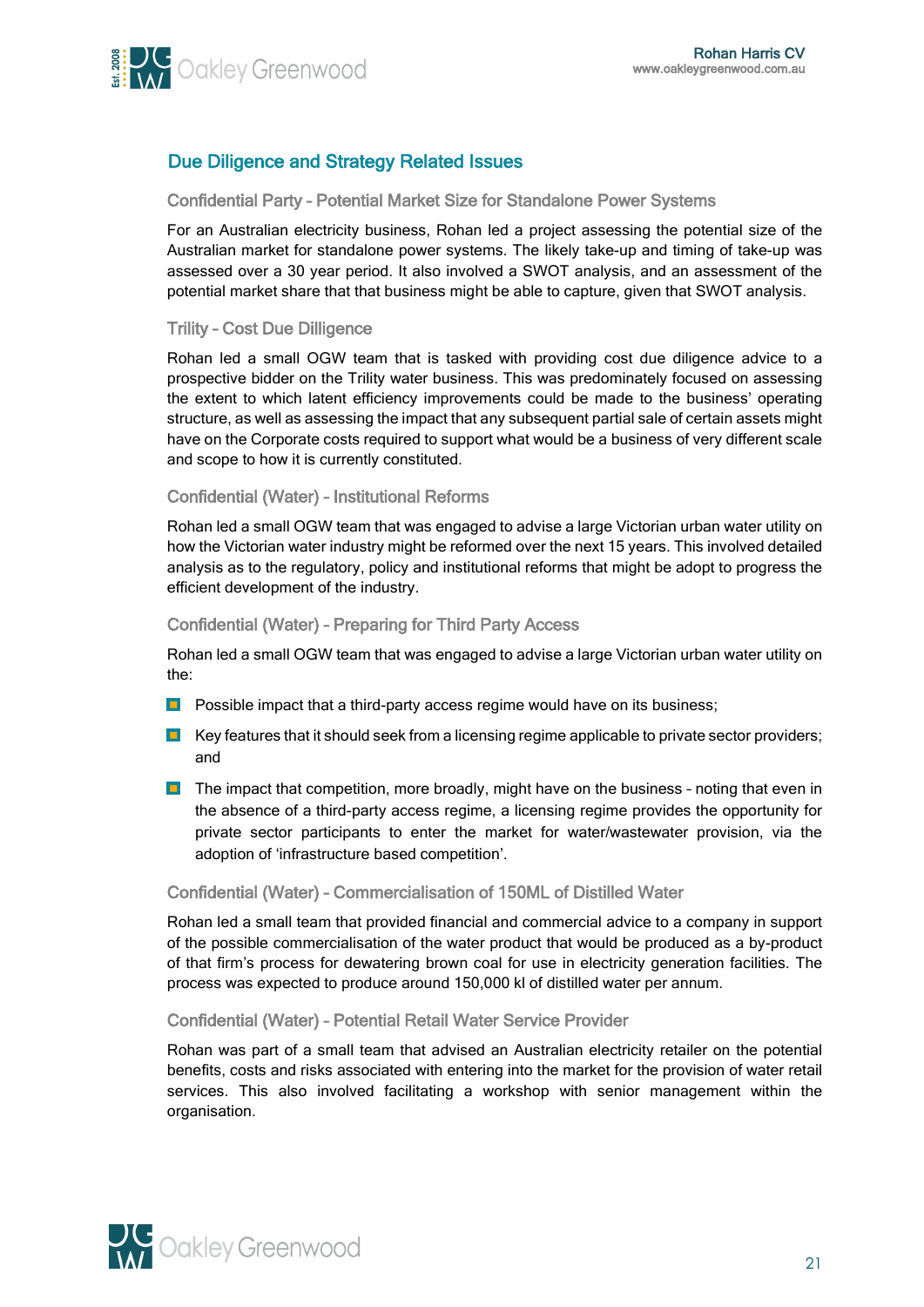## Due Diligence and Strategy Related Issues

### Confidential Party – Potential Market Size for Standalone Power Systems

For an Australian electricity business, Rohan led a project assessing the potential size of the Australian market for standalone power systems. The likely take-up and timing of take-up was assessed over a 30 year period. It also involved a SWOT analysis, and an assessment of the potential market share that that business might be able to capture, given that SWOT analysis.

### Trility – Cost Due Dilligence

Rohan led a small OGW team that is tasked with providing cost due diligence advice to a prospective bidder on the Trility water business. This was predominately focused on assessing the extent to which latent efficiency improvements could be made to the business' operating structure, as well as assessing the impact that any subsequent partial sale of certain assets might have on the Corporate costs required to support what would be a business of very different scale and scope to how it is currently constituted.

### Confidential (Water) – Institutional Reforms

Rohan led a small OGW team that was engaged to advise a large Victorian urban water utility on how the Victorian water industry might be reformed over the next 15 years. This involved detailed analysis as to the regulatory, policy and institutional reforms that might be adopt to progress the efficient development of the industry.

### Confidential (Water) – Preparing for Third Party Access

Rohan led a small OGW team that was engaged to advise a large Victorian urban water utility on the:

- Possible impact that a third-party access regime would have on its business;
- Key features that it should seek from a licensing regime applicable to private sector providers; and
- The impact that competition, more broadly, might have on the business – noting that even in the absence of a third-party access regime, a licensing regime provides the opportunity for private sector participants to enter the market for water/wastewater provision, via the adoption of 'infrastructure based competition'.

### Confidential (Water) – Commercialisation of 150ML of Distilled Water

Rohan led a small team that provided financial and commercial advice to a company in support of the possible commercialisation of the water product that would be produced as a by-product of that firm's process for dewatering brown coal for use in electricity generation facilities. The process was expected to produce around 150,000 kl of distilled water per annum.

### Confidential (Water) – Potential Retail Water Service Provider

Rohan was part of a small team that advised an Australian electricity retailer on the potential benefits, costs and risks associated with entering into the market for the provision of water retail services. This also involved facilitating a workshop with senior management within the organisation.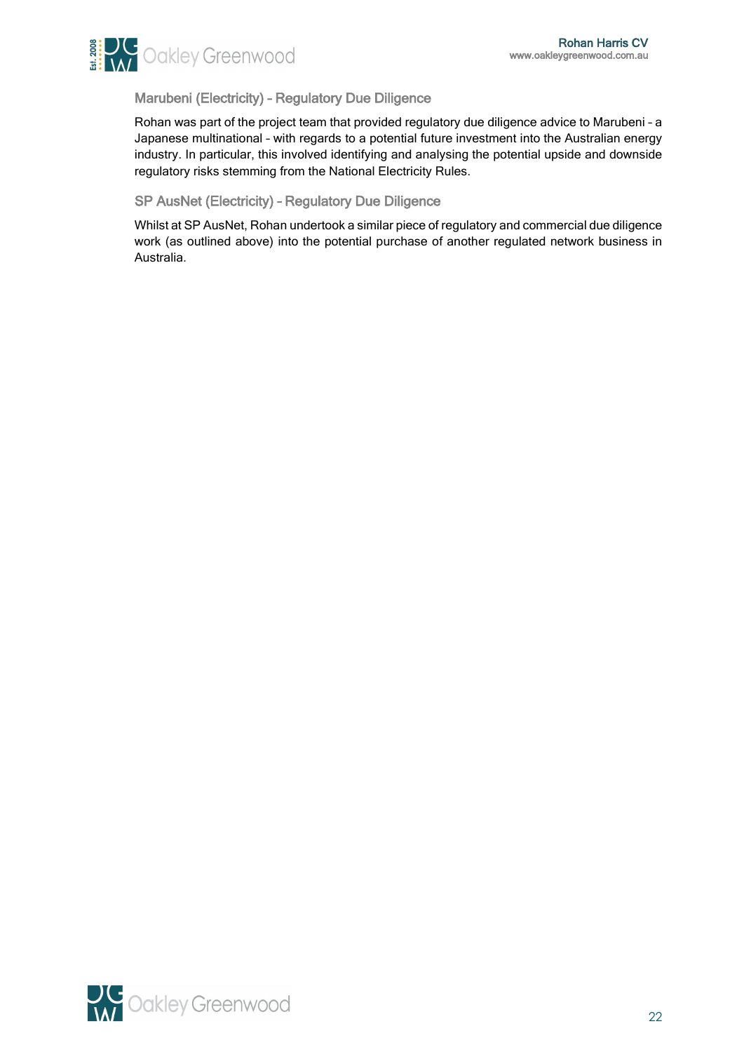### Marubeni (Electricity) – Regulatory Due Diligence

Rohan was part of the project team that provided regulatory due diligence advice to Marubeni – a Japanese multinational – with regards to a potential future investment into the Australian energy industry. In particular, this involved identifying and analysing the potential upside and downside regulatory risks stemming from the National Electricity Rules.

### SP AusNet (Electricity) – Regulatory Due Diligence

Whilst at SP AusNet, Rohan undertook a similar piece of regulatory and commercial due diligence work (as outlined above) into the potential purchase of another regulated network business in Australia.